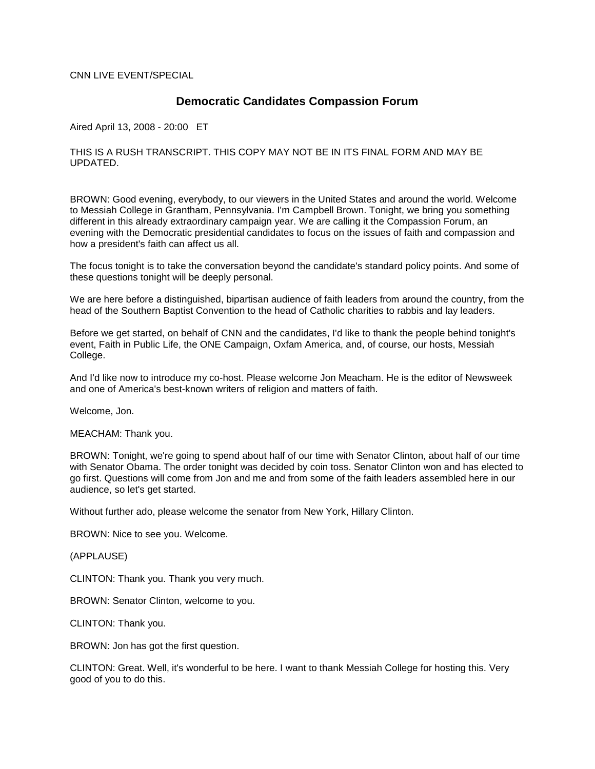CNN LIVE EVENT/SPECIAL

# Democratic Candidates Compassion Forum

Aired April 13, 2008 - 20:00 ET

THIS IS A RUSH TRANSCRIPT. THIS COPY MAY NOT BE IN ITS FINAL FORM AND MAY BE UPDATED.

BROWN: Good evening, everybody, to our viewers in the United States and around the world. Welcome to Messiah College in Grantham, Pennsylvania. I'm Campbell Brown. Tonight, we bring you something different in this already extraordinary campaign year. We are calling it the Compassion Forum, an evening with the Democratic presidential candidates to focus on the issues of faith and compassion and how a president's faith can affect us all.

The focus tonight is to take the conversation beyond the candidate's standard policy points. And some of these questions tonight will be deeply personal.

We are here before a distinguished, bipartisan audience of faith leaders from around the country, from the head of the Southern Baptist Convention to the head of Catholic charities to rabbis and lay leaders.

Before we get started, on behalf of CNN and the candidates, I'd like to thank the people behind tonight's event, Faith in Public Life, the ONE Campaign, Oxfam America, and, of course, our hosts, Messiah College.

And I'd like now to introduce my co-host. Please welcome Jon Meacham. He is the editor of Newsweek and one of America's best-known writers of religion and matters of faith.

Welcome, Jon.

MEACHAM: Thank you.

BROWN: Tonight, we're going to spend about half of our time with Senator Clinton, about half of our time with Senator Obama. The order tonight was decided by coin toss. Senator Clinton won and has elected to go first. Questions will come from Jon and me and from some of the faith leaders assembled here in our audience, so let's get started.

Without further ado, please welcome the senator from New York, Hillary Clinton.

BROWN: Nice to see you. Welcome.

(APPLAUSE)

CLINTON: Thank you. Thank you very much.

BROWN: Senator Clinton, welcome to you.

CLINTON: Thank you.

BROWN: Jon has got the first question.

CLINTON: Great. Well, it's wonderful to be here. I want to thank Messiah College for hosting this. Very good of you to do this.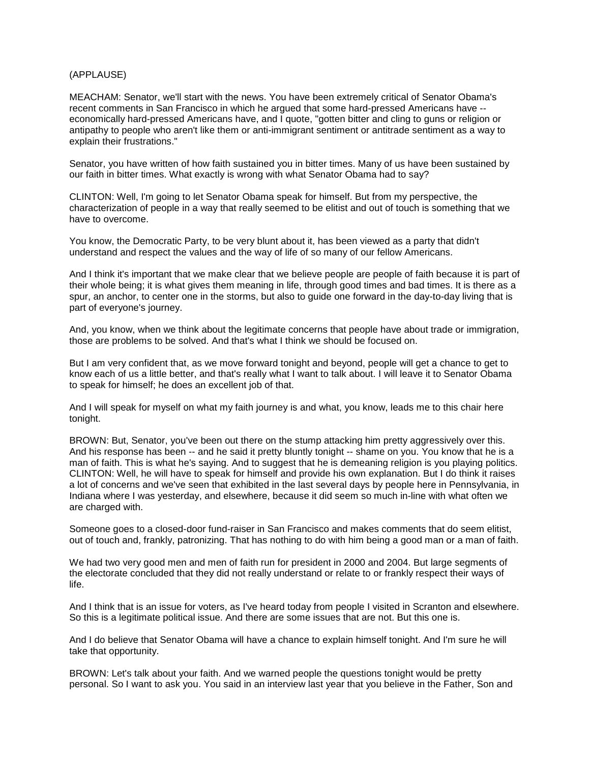(APPLAUSE)

MEACHAM: Senator, we'll start with the news. You have been extremely critical of Senator Obama's recent comments in San Francisco in which he argued that some hard-pressed Americans have -- economically hard-pressed Americans have, and I quote, "gotten bitter and cling to guns or religion or antipathy to people who aren't like them or anti-immigrant sentiment or antitrade sentiment as a way to explain their frustrations."

Senator, you have written of how faith sustained you in bitter times. Many of us have been sustained by our faith in bitter times. What exactly is wrong with what Senator Obama had to say?

CLINTON: Well, I'm going to let Senator Obama speak for himself. But from my perspective, the characterization of people in a way that really seemed to be elitist and out of touch is something that we have to overcome.

You know, the Democratic Party, to be very blunt about it, has been viewed as a party that didn't understand and respect the values and the way of life of so many of our fellow Americans.

And I think it's important that we make clear that we believe people are people of faith because it is part of their whole being; it is what gives them meaning in life, through good times and bad times. It is there as a spur, an anchor, to center one in the storms, but also to guide one forward in the day-to-day living that is part of everyone's journey.

And, you know, when we think about the legitimate concerns that people have about trade or immigration, those are problems to be solved. And that's what I think we should be focused on.

But I am very confident that, as we move forward tonight and beyond, people will get a chance to get to know each of us a little better, and that's really what I want to talk about. I will leave it to Senator Obama to speak for himself; he does an excellent job of that.

And I will speak for myself on what my faith journey is and what, you know, leads me to this chair here tonight.

BROWN: But, Senator, you've been out there on the stump attacking him pretty aggressively over this. And his response has been -- and he said it pretty bluntly tonight -- shame on you. You know that he is a man of faith. This is what he's saying. And to suggest that he is demeaning religion is you playing politics.
CLINTON: Well, he will have to speak for himself and provide his own explanation. But I do think it raises a lot of concerns and we've seen that exhibited in the last several days by people here in Pennsylvania, in Indiana where I was yesterday, and elsewhere, because it did seem so much in-line with what often we are charged with.

Someone goes to a closed-door fund-raiser in San Francisco and makes comments that do seem elitist, out of touch and, frankly, patronizing. That has nothing to do with him being a good man or a man of faith.

We had two very good men and men of faith run for president in 2000 and 2004. But large segments of the electorate concluded that they did not really understand or relate to or frankly respect their ways of life.

And I think that is an issue for voters, as I've heard today from people I visited in Scranton and elsewhere. So this is a legitimate political issue. And there are some issues that are not. But this one is.

And I do believe that Senator Obama will have a chance to explain himself tonight. And I'm sure he will take that opportunity.

BROWN: Let's talk about your faith. And we warned people the questions tonight would be pretty personal. So I want to ask you. You said in an interview last year that you believe in the Father, Son and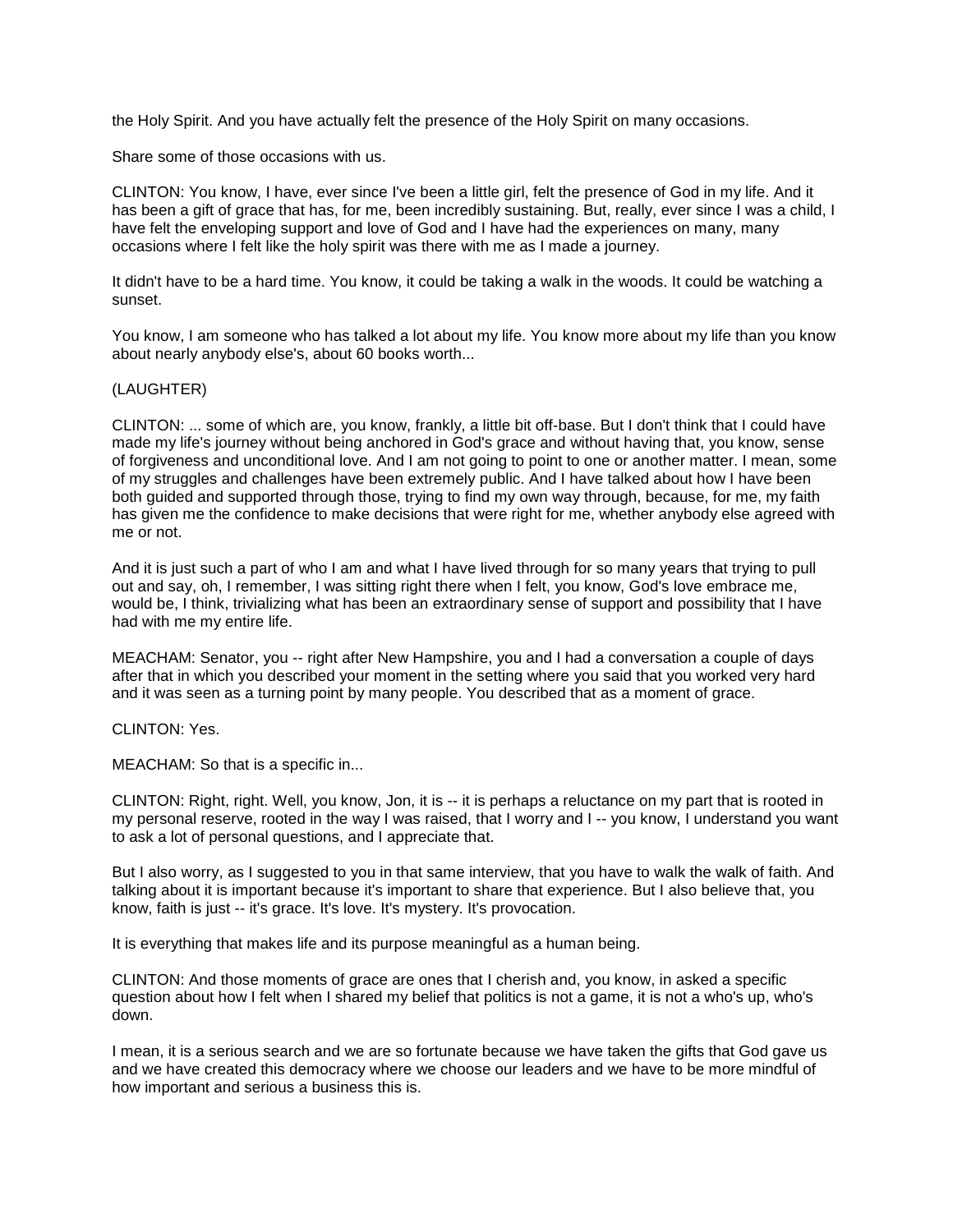the Holy Spirit. And you have actually felt the presence of the Holy Spirit on many occasions.

Share some of those occasions with us.

CLINTON: You know, I have, ever since I've been a little girl, felt the presence of God in my life. And it has been a gift of grace that has, for me, been incredibly sustaining. But, really, ever since I was a child, I have felt the enveloping support and love of God and I have had the experiences on many, many occasions where I felt like the holy spirit was there with me as I made a journey.

It didn't have to be a hard time. You know, it could be taking a walk in the woods. It could be watching a sunset.

You know, I am someone who has talked a lot about my life. You know more about my life than you know about nearly anybody else's, about 60 books worth...

(LAUGHTER)

CLINTON: ... some of which are, you know, frankly, a little bit off-base. But I don't think that I could have made my life's journey without being anchored in God's grace and without having that, you know, sense of forgiveness and unconditional love. And I am not going to point to one or another matter. I mean, some of my struggles and challenges have been extremely public. And I have talked about how I have been both guided and supported through those, trying to find my own way through, because, for me, my faith has given me the confidence to make decisions that were right for me, whether anybody else agreed with me or not.

And it is just such a part of who I am and what I have lived through for so many years that trying to pull out and say, oh, I remember, I was sitting right there when I felt, you know, God's love embrace me, would be, I think, trivializing what has been an extraordinary sense of support and possibility that I have had with me my entire life.

MEACHAM: Senator, you -- right after New Hampshire, you and I had a conversation a couple of days after that in which you described your moment in the setting where you said that you worked very hard and it was seen as a turning point by many people. You described that as a moment of grace.

CLINTON: Yes.

MEACHAM: So that is a specific in...

CLINTON: Right, right. Well, you know, Jon, it is -- it is perhaps a reluctance on my part that is rooted in my personal reserve, rooted in the way I was raised, that I worry and I -- you know, I understand you want to ask a lot of personal questions, and I appreciate that.

But I also worry, as I suggested to you in that same interview, that you have to walk the walk of faith. And talking about it is important because it's important to share that experience. But I also believe that, you know, faith is just -- it's grace. It's love. It's mystery. It's provocation.

It is everything that makes life and its purpose meaningful as a human being.

CLINTON: And those moments of grace are ones that I cherish and, you know, in asked a specific question about how I felt when I shared my belief that politics is not a game, it is not a who's up, who's down.

I mean, it is a serious search and we are so fortunate because we have taken the gifts that God gave us and we have created this democracy where we choose our leaders and we have to be more mindful of how important and serious a business this is.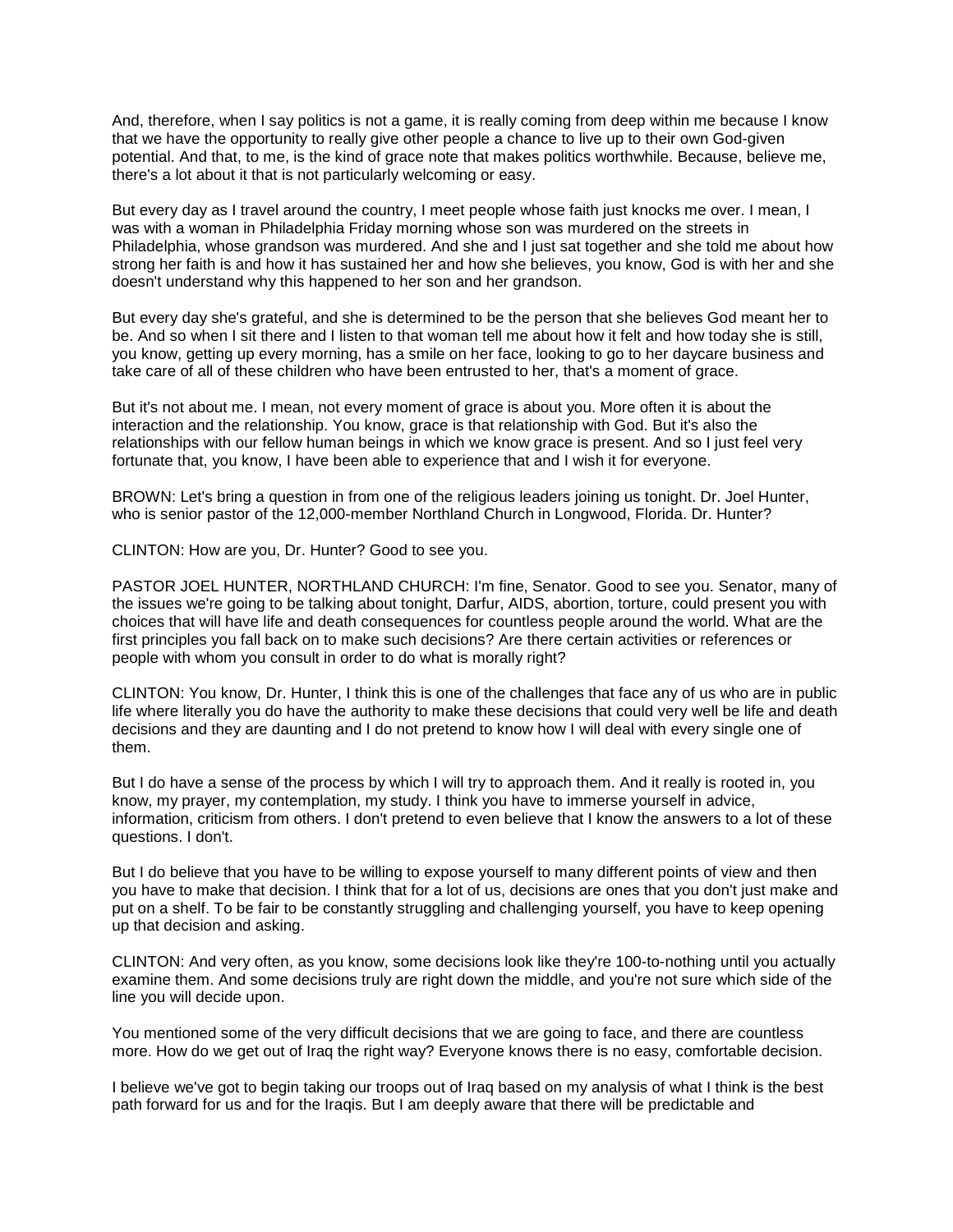And, therefore, when I say politics is not a game, it is really coming from deep within me because I know that we have the opportunity to really give other people a chance to live up to their own God-given potential. And that, to me, is the kind of grace note that makes politics worthwhile. Because, believe me, there's a lot about it that is not particularly welcoming or easy.

But every day as I travel around the country, I meet people whose faith just knocks me over. I mean, I was with a woman in Philadelphia Friday morning whose son was murdered on the streets in Philadelphia, whose grandson was murdered. And she and I just sat together and she told me about how strong her faith is and how it has sustained her and how she believes, you know, God is with her and she doesn't understand why this happened to her son and her grandson.

But every day she's grateful, and she is determined to be the person that she believes God meant her to be. And so when I sit there and I listen to that woman tell me about how it felt and how today she is still, you know, getting up every morning, has a smile on her face, looking to go to her daycare business and take care of all of these children who have been entrusted to her, that's a moment of grace.

But it's not about me. I mean, not every moment of grace is about you. More often it is about the interaction and the relationship. You know, grace is that relationship with God. But it's also the relationships with our fellow human beings in which we know grace is present. And so I just feel very fortunate that, you know, I have been able to experience that and I wish it for everyone.

BROWN: Let's bring a question in from one of the religious leaders joining us tonight. Dr. Joel Hunter, who is senior pastor of the 12,000-member Northland Church in Longwood, Florida. Dr. Hunter?

CLINTON: How are you, Dr. Hunter? Good to see you.

PASTOR JOEL HUNTER, NORTHLAND CHURCH: I'm fine, Senator. Good to see you. Senator, many of the issues we're going to be talking about tonight, Darfur, AIDS, abortion, torture, could present you with choices that will have life and death consequences for countless people around the world. What are the first principles you fall back on to make such decisions? Are there certain activities or references or people with whom you consult in order to do what is morally right?

CLINTON: You know, Dr. Hunter, I think this is one of the challenges that face any of us who are in public life where literally you do have the authority to make these decisions that could very well be life and death decisions and they are daunting and I do not pretend to know how I will deal with every single one of them.

But I do have a sense of the process by which I will try to approach them. And it really is rooted in, you know, my prayer, my contemplation, my study. I think you have to immerse yourself in advice, information, criticism from others. I don't pretend to even believe that I know the answers to a lot of these questions. I don't.

But I do believe that you have to be willing to expose yourself to many different points of view and then you have to make that decision. I think that for a lot of us, decisions are ones that you don't just make and put on a shelf. To be fair to be constantly struggling and challenging yourself, you have to keep opening up that decision and asking.

CLINTON: And very often, as you know, some decisions look like they're 100-to-nothing until you actually examine them. And some decisions truly are right down the middle, and you're not sure which side of the line you will decide upon.

You mentioned some of the very difficult decisions that we are going to face, and there are countless more. How do we get out of Iraq the right way? Everyone knows there is no easy, comfortable decision.

I believe we've got to begin taking our troops out of Iraq based on my analysis of what I think is the best path forward for us and for the Iraqis. But I am deeply aware that there will be predictable and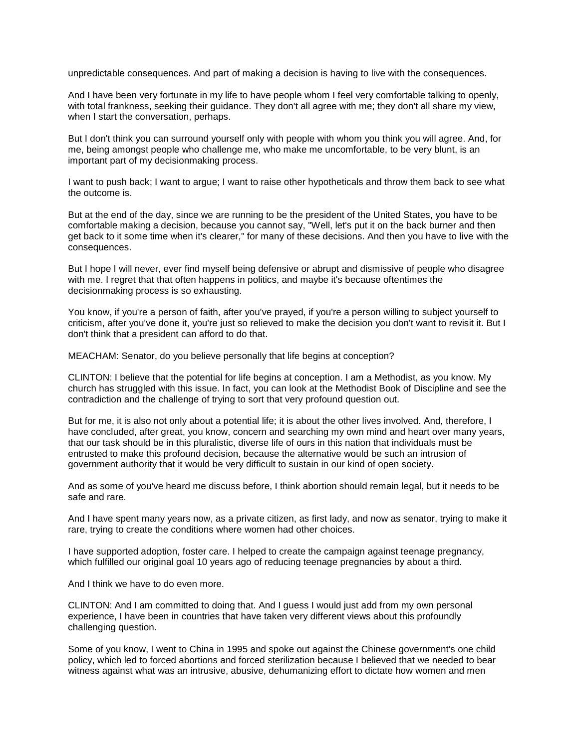unpredictable consequences. And part of making a decision is having to live with the consequences.

And I have been very fortunate in my life to have people whom I feel very comfortable talking to openly, with total frankness, seeking their guidance. They don't all agree with me; they don't all share my view, when I start the conversation, perhaps.

But I don't think you can surround yourself only with people with whom you think you will agree. And, for me, being amongst people who challenge me, who make me uncomfortable, to be very blunt, is an important part of my decisionmaking process.

I want to push back; I want to argue; I want to raise other hypotheticals and throw them back to see what the outcome is.

But at the end of the day, since we are running to be the president of the United States, you have to be comfortable making a decision, because you cannot say, "Well, let's put it on the back burner and then get back to it some time when it's clearer," for many of these decisions. And then you have to live with the consequences.

But I hope I will never, ever find myself being defensive or abrupt and dismissive of people who disagree with me. I regret that that often happens in politics, and maybe it's because oftentimes the decisionmaking process is so exhausting.

You know, if you're a person of faith, after you've prayed, if you're a person willing to subject yourself to criticism, after you've done it, you're just so relieved to make the decision you don't want to revisit it. But I don't think that a president can afford to do that.

MEACHAM: Senator, do you believe personally that life begins at conception?

CLINTON: I believe that the potential for life begins at conception. I am a Methodist, as you know. My church has struggled with this issue. In fact, you can look at the Methodist Book of Discipline and see the contradiction and the challenge of trying to sort that very profound question out.

But for me, it is also not only about a potential life; it is about the other lives involved. And, therefore, I have concluded, after great, you know, concern and searching my own mind and heart over many years, that our task should be in this pluralistic, diverse life of ours in this nation that individuals must be entrusted to make this profound decision, because the alternative would be such an intrusion of government authority that it would be very difficult to sustain in our kind of open society.

And as some of you've heard me discuss before, I think abortion should remain legal, but it needs to be safe and rare.

And I have spent many years now, as a private citizen, as first lady, and now as senator, trying to make it rare, trying to create the conditions where women had other choices.

I have supported adoption, foster care. I helped to create the campaign against teenage pregnancy, which fulfilled our original goal 10 years ago of reducing teenage pregnancies by about a third.

And I think we have to do even more.

CLINTON: And I am committed to doing that. And I guess I would just add from my own personal experience, I have been in countries that have taken very different views about this profoundly challenging question.

Some of you know, I went to China in 1995 and spoke out against the Chinese government's one child policy, which led to forced abortions and forced sterilization because I believed that we needed to bear witness against what was an intrusive, abusive, dehumanizing effort to dictate how women and men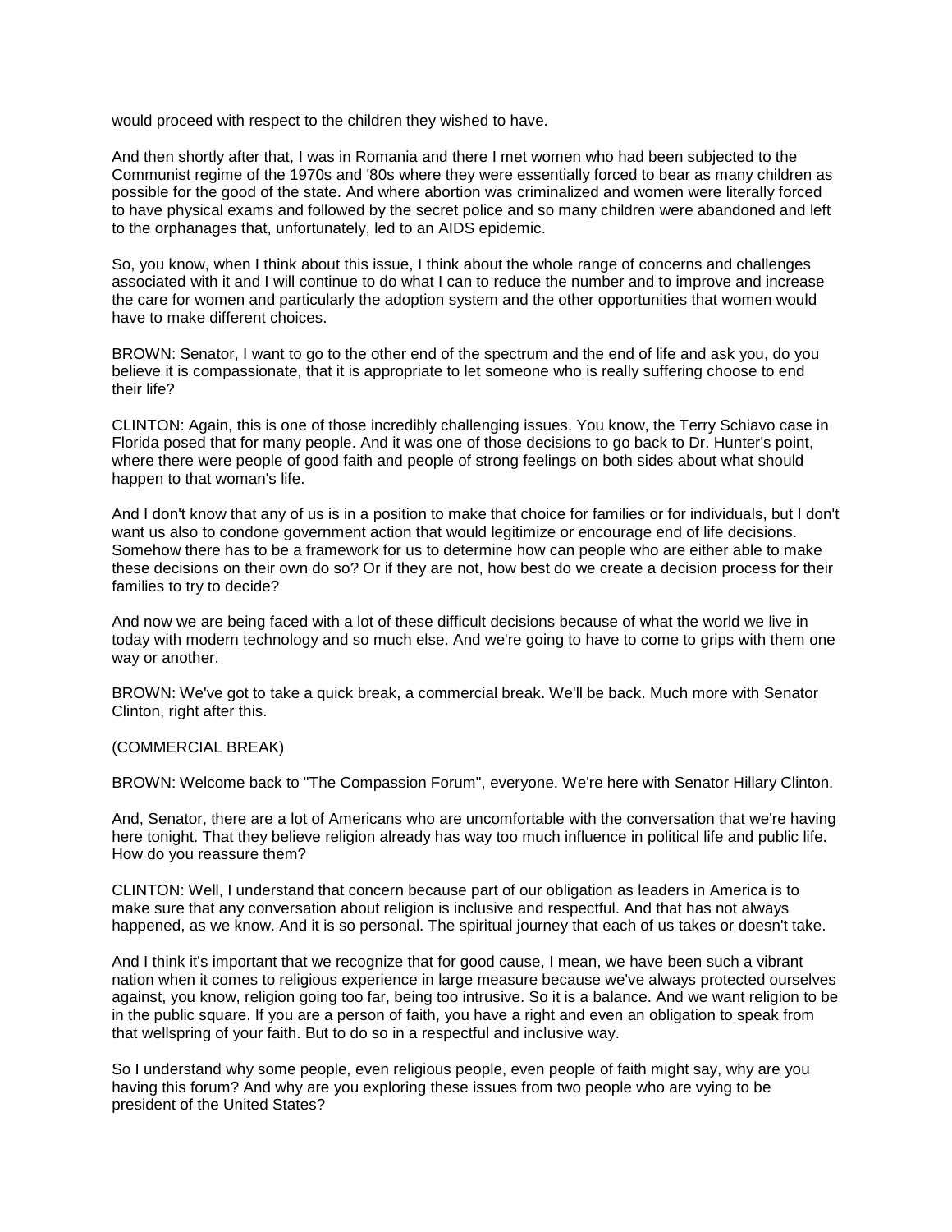would proceed with respect to the children they wished to have.

And then shortly after that, I was in Romania and there I met women who had been subjected to the Communist regime of the 1970s and '80s where they were essentially forced to bear as many children as possible for the good of the state. And where abortion was criminalized and women were literally forced to have physical exams and followed by the secret police and so many children were abandoned and left to the orphanages that, unfortunately, led to an AIDS epidemic.

So, you know, when I think about this issue, I think about the whole range of concerns and challenges associated with it and I will continue to do what I can to reduce the number and to improve and increase the care for women and particularly the adoption system and the other opportunities that women would have to make different choices.

BROWN: Senator, I want to go to the other end of the spectrum and the end of life and ask you, do you believe it is compassionate, that it is appropriate to let someone who is really suffering choose to end their life?

CLINTON: Again, this is one of those incredibly challenging issues. You know, the Terry Schiavo case in Florida posed that for many people. And it was one of those decisions to go back to Dr. Hunter's point, where there were people of good faith and people of strong feelings on both sides about what should happen to that woman's life.

And I don't know that any of us is in a position to make that choice for families or for individuals, but I don't want us also to condone government action that would legitimize or encourage end of life decisions. Somehow there has to be a framework for us to determine how can people who are either able to make these decisions on their own do so? Or if they are not, how best do we create a decision process for their families to try to decide?

And now we are being faced with a lot of these difficult decisions because of what the world we live in today with modern technology and so much else. And we're going to have to come to grips with them one way or another.

BROWN: We've got to take a quick break, a commercial break. We'll be back. Much more with Senator Clinton, right after this.

(COMMERCIAL BREAK)

BROWN: Welcome back to "The Compassion Forum", everyone. We're here with Senator Hillary Clinton.

And, Senator, there are a lot of Americans who are uncomfortable with the conversation that we're having here tonight. That they believe religion already has way too much influence in political life and public life. How do you reassure them?

CLINTON: Well, I understand that concern because part of our obligation as leaders in America is to make sure that any conversation about religion is inclusive and respectful. And that has not always happened, as we know. And it is so personal. The spiritual journey that each of us takes or doesn't take.

And I think it's important that we recognize that for good cause, I mean, we have been such a vibrant nation when it comes to religious experience in large measure because we've always protected ourselves against, you know, religion going too far, being too intrusive. So it is a balance. And we want religion to be in the public square. If you are a person of faith, you have a right and even an obligation to speak from that wellspring of your faith. But to do so in a respectful and inclusive way.

So I understand why some people, even religious people, even people of faith might say, why are you having this forum? And why are you exploring these issues from two people who are vying to be president of the United States?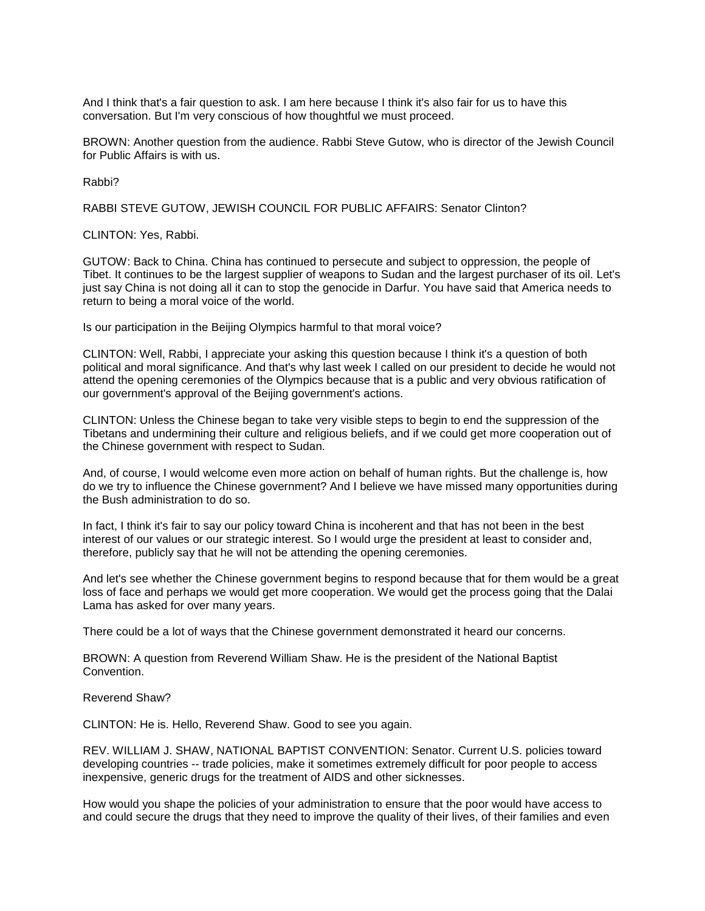And I think that's a fair question to ask. I am here because I think it's also fair for us to have this conversation. But I'm very conscious of how thoughtful we must proceed.

BROWN: Another question from the audience. Rabbi Steve Gutow, who is director of the Jewish Council for Public Affairs is with us.

Rabbi?

RABBI STEVE GUTOW, JEWISH COUNCIL FOR PUBLIC AFFAIRS: Senator Clinton?

CLINTON: Yes, Rabbi.

GUTOW: Back to China. China has continued to persecute and subject to oppression, the people of Tibet. It continues to be the largest supplier of weapons to Sudan and the largest purchaser of its oil. Let's just say China is not doing all it can to stop the genocide in Darfur. You have said that America needs to return to being a moral voice of the world.

Is our participation in the Beijing Olympics harmful to that moral voice?

CLINTON: Well, Rabbi, I appreciate your asking this question because I think it's a question of both political and moral significance. And that's why last week I called on our president to decide he would not attend the opening ceremonies of the Olympics because that is a public and very obvious ratification of our government's approval of the Beijing government's actions.

CLINTON: Unless the Chinese began to take very visible steps to begin to end the suppression of the Tibetans and undermining their culture and religious beliefs, and if we could get more cooperation out of the Chinese government with respect to Sudan.

And, of course, I would welcome even more action on behalf of human rights. But the challenge is, how do we try to influence the Chinese government? And I believe we have missed many opportunities during the Bush administration to do so.

In fact, I think it's fair to say our policy toward China is incoherent and that has not been in the best interest of our values or our strategic interest. So I would urge the president at least to consider and, therefore, publicly say that he will not be attending the opening ceremonies.

And let's see whether the Chinese government begins to respond because that for them would be a great loss of face and perhaps we would get more cooperation. We would get the process going that the Dalai Lama has asked for over many years.

There could be a lot of ways that the Chinese government demonstrated it heard our concerns.

BROWN: A question from Reverend William Shaw. He is the president of the National Baptist Convention.

Reverend Shaw?

CLINTON: He is. Hello, Reverend Shaw. Good to see you again.

REV. WILLIAM J. SHAW, NATIONAL BAPTIST CONVENTION: Senator. Current U.S. policies toward developing countries -- trade policies, make it sometimes extremely difficult for poor people to access inexpensive, generic drugs for the treatment of AIDS and other sicknesses.

How would you shape the policies of your administration to ensure that the poor would have access to and could secure the drugs that they need to improve the quality of their lives, of their families and even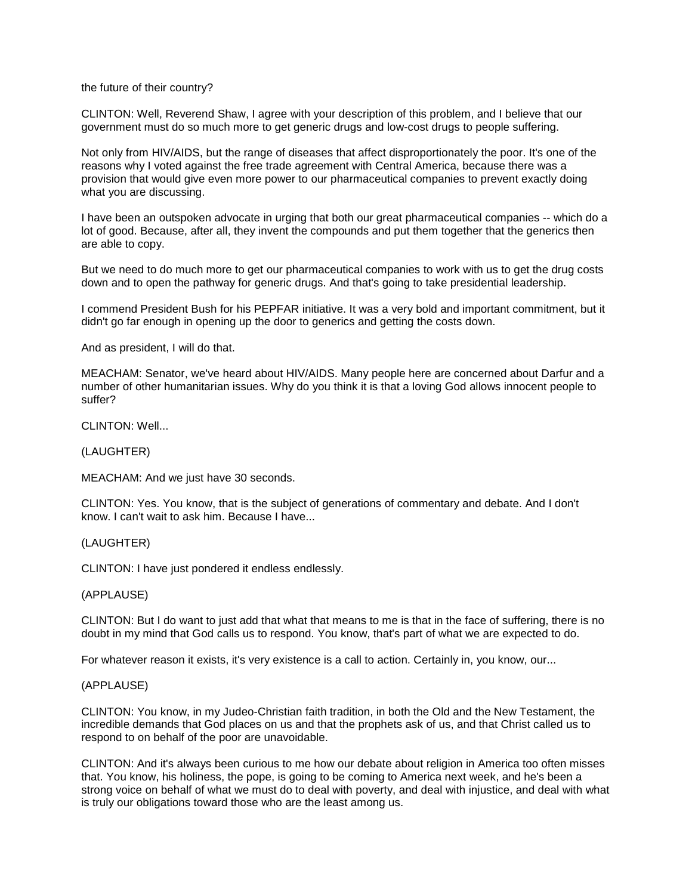the future of their country?

CLINTON: Well, Reverend Shaw, I agree with your description of this problem, and I believe that our government must do so much more to get generic drugs and low-cost drugs to people suffering.

Not only from HIV/AIDS, but the range of diseases that affect disproportionately the poor. It's one of the reasons why I voted against the free trade agreement with Central America, because there was a provision that would give even more power to our pharmaceutical companies to prevent exactly doing what you are discussing.

I have been an outspoken advocate in urging that both our great pharmaceutical companies -- which do a lot of good. Because, after all, they invent the compounds and put them together that the generics then are able to copy.

But we need to do much more to get our pharmaceutical companies to work with us to get the drug costs down and to open the pathway for generic drugs. And that's going to take presidential leadership.

I commend President Bush for his PEPFAR initiative. It was a very bold and important commitment, but it didn't go far enough in opening up the door to generics and getting the costs down.

And as president, I will do that.

MEACHAM: Senator, we've heard about HIV/AIDS. Many people here are concerned about Darfur and a number of other humanitarian issues. Why do you think it is that a loving God allows innocent people to suffer?

CLINTON: Well...

(LAUGHTER)

MEACHAM: And we just have 30 seconds.

CLINTON: Yes. You know, that is the subject of generations of commentary and debate. And I don't know. I can't wait to ask him. Because I have...

(LAUGHTER)

CLINTON: I have just pondered it endless endlessly.

(APPLAUSE)

CLINTON: But I do want to just add that what that means to me is that in the face of suffering, there is no doubt in my mind that God calls us to respond. You know, that's part of what we are expected to do.

For whatever reason it exists, it's very existence is a call to action. Certainly in, you know, our...

(APPLAUSE)

CLINTON: You know, in my Judeo-Christian faith tradition, in both the Old and the New Testament, the incredible demands that God places on us and that the prophets ask of us, and that Christ called us to respond to on behalf of the poor are unavoidable.

CLINTON: And it's always been curious to me how our debate about religion in America too often misses that. You know, his holiness, the pope, is going to be coming to America next week, and he's been a strong voice on behalf of what we must do to deal with poverty, and deal with injustice, and deal with what is truly our obligations toward those who are the least among us.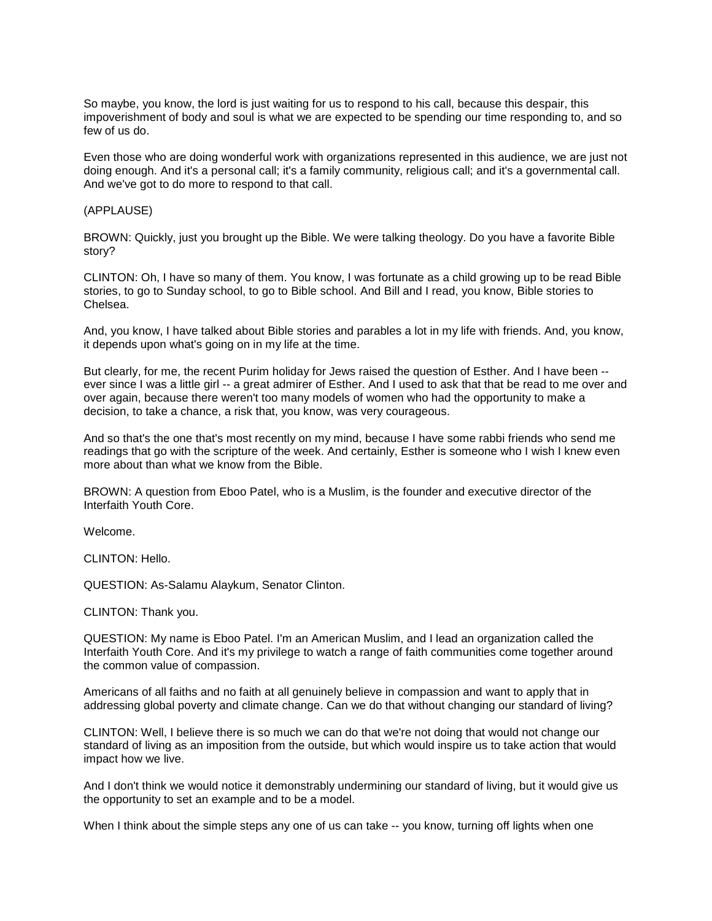So maybe, you know, the lord is just waiting for us to respond to his call, because this despair, this impoverishment of body and soul is what we are expected to be spending our time responding to, and so few of us do.

Even those who are doing wonderful work with organizations represented in this audience, we are just not doing enough. And it's a personal call; it's a family community, religious call; and it's a governmental call. And we've got to do more to respond to that call.

(APPLAUSE)

BROWN: Quickly, just you brought up the Bible. We were talking theology. Do you have a favorite Bible story?

CLINTON: Oh, I have so many of them. You know, I was fortunate as a child growing up to be read Bible stories, to go to Sunday school, to go to Bible school. And Bill and I read, you know, Bible stories to Chelsea.

And, you know, I have talked about Bible stories and parables a lot in my life with friends. And, you know, it depends upon what's going on in my life at the time.

But clearly, for me, the recent Purim holiday for Jews raised the question of Esther. And I have been -- ever since I was a little girl -- a great admirer of Esther. And I used to ask that that be read to me over and over again, because there weren't too many models of women who had the opportunity to make a decision, to take a chance, a risk that, you know, was very courageous.

And so that's the one that's most recently on my mind, because I have some rabbi friends who send me readings that go with the scripture of the week. And certainly, Esther is someone who I wish I knew even more about than what we know from the Bible.

BROWN: A question from Eboo Patel, who is a Muslim, is the founder and executive director of the Interfaith Youth Core.

Welcome.

CLINTON: Hello.

QUESTION: As-Salamu Alaykum, Senator Clinton.

CLINTON: Thank you.

QUESTION: My name is Eboo Patel. I'm an American Muslim, and I lead an organization called the Interfaith Youth Core. And it's my privilege to watch a range of faith communities come together around the common value of compassion.

Americans of all faiths and no faith at all genuinely believe in compassion and want to apply that in addressing global poverty and climate change. Can we do that without changing our standard of living?

CLINTON: Well, I believe there is so much we can do that we're not doing that would not change our standard of living as an imposition from the outside, but which would inspire us to take action that would impact how we live.

And I don't think we would notice it demonstrably undermining our standard of living, but it would give us the opportunity to set an example and to be a model.

When I think about the simple steps any one of us can take -- you know, turning off lights when one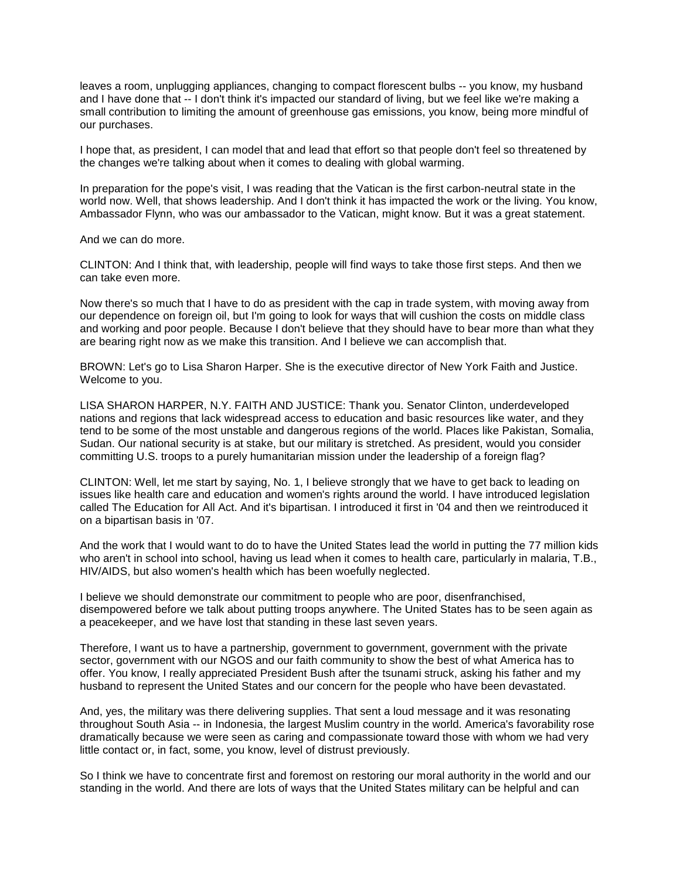leaves a room, unplugging appliances, changing to compact florescent bulbs -- you know, my husband and I have done that -- I don't think it's impacted our standard of living, but we feel like we're making a small contribution to limiting the amount of greenhouse gas emissions, you know, being more mindful of our purchases.

I hope that, as president, I can model that and lead that effort so that people don't feel so threatened by the changes we're talking about when it comes to dealing with global warming.

In preparation for the pope's visit, I was reading that the Vatican is the first carbon-neutral state in the world now. Well, that shows leadership. And I don't think it has impacted the work or the living. You know, Ambassador Flynn, who was our ambassador to the Vatican, might know. But it was a great statement.

And we can do more.

CLINTON: And I think that, with leadership, people will find ways to take those first steps. And then we can take even more.

Now there's so much that I have to do as president with the cap in trade system, with moving away from our dependence on foreign oil, but I'm going to look for ways that will cushion the costs on middle class and working and poor people. Because I don't believe that they should have to bear more than what they are bearing right now as we make this transition. And I believe we can accomplish that.

BROWN: Let's go to Lisa Sharon Harper. She is the executive director of New York Faith and Justice. Welcome to you.

LISA SHARON HARPER, N.Y. FAITH AND JUSTICE: Thank you. Senator Clinton, underdeveloped nations and regions that lack widespread access to education and basic resources like water, and they tend to be some of the most unstable and dangerous regions of the world. Places like Pakistan, Somalia, Sudan. Our national security is at stake, but our military is stretched. As president, would you consider committing U.S. troops to a purely humanitarian mission under the leadership of a foreign flag?

CLINTON: Well, let me start by saying, No. 1, I believe strongly that we have to get back to leading on issues like health care and education and women's rights around the world. I have introduced legislation called The Education for All Act. And it's bipartisan. I introduced it first in '04 and then we reintroduced it on a bipartisan basis in '07.

And the work that I would want to do to have the United States lead the world in putting the 77 million kids who aren't in school into school, having us lead when it comes to health care, particularly in malaria, T.B., HIV/AIDS, but also women's health which has been woefully neglected.

I believe we should demonstrate our commitment to people who are poor, disenfranchised, disempowered before we talk about putting troops anywhere. The United States has to be seen again as a peacekeeper, and we have lost that standing in these last seven years.

Therefore, I want us to have a partnership, government to government, government with the private sector, government with our NGOS and our faith community to show the best of what America has to offer. You know, I really appreciated President Bush after the tsunami struck, asking his father and my husband to represent the United States and our concern for the people who have been devastated.

And, yes, the military was there delivering supplies. That sent a loud message and it was resonating throughout South Asia -- in Indonesia, the largest Muslim country in the world. America's favorability rose dramatically because we were seen as caring and compassionate toward those with whom we had very little contact or, in fact, some, you know, level of distrust previously.

So I think we have to concentrate first and foremost on restoring our moral authority in the world and our standing in the world. And there are lots of ways that the United States military can be helpful and can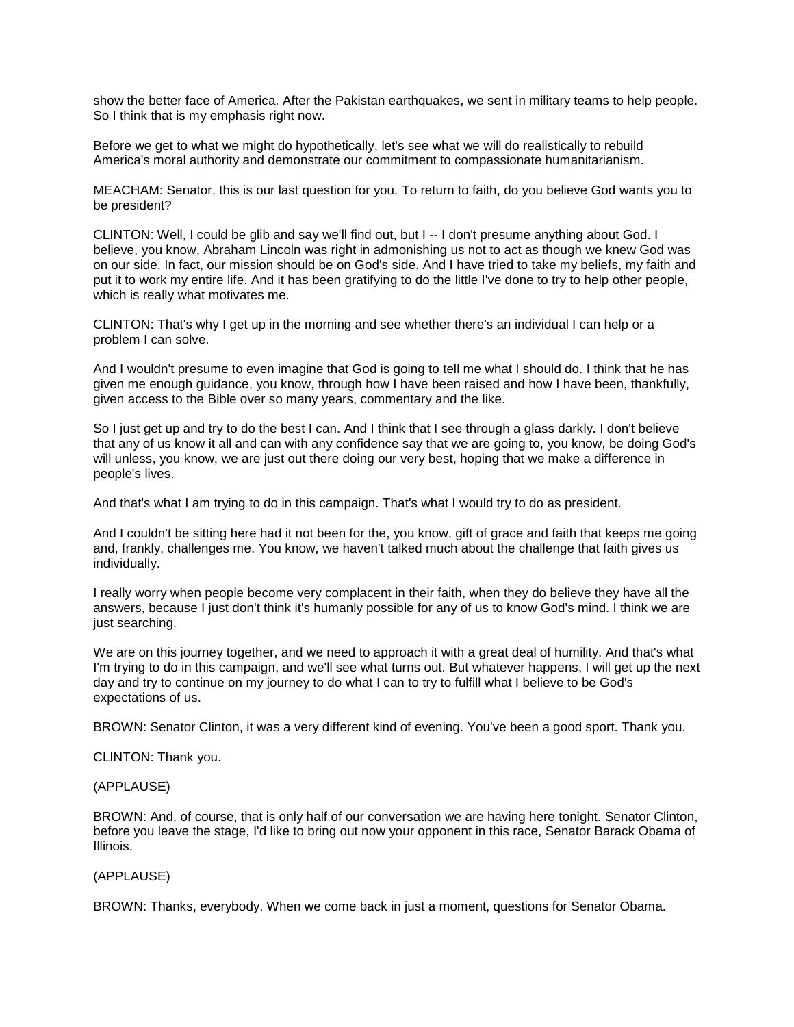show the better face of America. After the Pakistan earthquakes, we sent in military teams to help people. So I think that is my emphasis right now.

Before we get to what we might do hypothetically, let's see what we will do realistically to rebuild America's moral authority and demonstrate our commitment to compassionate humanitarianism.

MEACHAM: Senator, this is our last question for you. To return to faith, do you believe God wants you to be president?

CLINTON: Well, I could be glib and say we'll find out, but I -- I don't presume anything about God. I believe, you know, Abraham Lincoln was right in admonishing us not to act as though we knew God was on our side. In fact, our mission should be on God's side. And I have tried to take my beliefs, my faith and put it to work my entire life. And it has been gratifying to do the little I've done to try to help other people, which is really what motivates me.

CLINTON: That's why I get up in the morning and see whether there's an individual I can help or a problem I can solve.

And I wouldn't presume to even imagine that God is going to tell me what I should do. I think that he has given me enough guidance, you know, through how I have been raised and how I have been, thankfully, given access to the Bible over so many years, commentary and the like.

So I just get up and try to do the best I can. And I think that I see through a glass darkly. I don't believe that any of us know it all and can with any confidence say that we are going to, you know, be doing God's will unless, you know, we are just out there doing our very best, hoping that we make a difference in people's lives.

And that's what I am trying to do in this campaign. That's what I would try to do as president.

And I couldn't be sitting here had it not been for the, you know, gift of grace and faith that keeps me going and, frankly, challenges me. You know, we haven't talked much about the challenge that faith gives us individually.

I really worry when people become very complacent in their faith, when they do believe they have all the answers, because I just don't think it's humanly possible for any of us to know God's mind. I think we are just searching.

We are on this journey together, and we need to approach it with a great deal of humility. And that's what I'm trying to do in this campaign, and we'll see what turns out. But whatever happens, I will get up the next day and try to continue on my journey to do what I can to try to fulfill what I believe to be God's expectations of us.

BROWN: Senator Clinton, it was a very different kind of evening. You've been a good sport. Thank you.

CLINTON: Thank you.

(APPLAUSE)

BROWN: And, of course, that is only half of our conversation we are having here tonight. Senator Clinton, before you leave the stage, I'd like to bring out now your opponent in this race, Senator Barack Obama of Illinois.

(APPLAUSE)

BROWN: Thanks, everybody. When we come back in just a moment, questions for Senator Obama.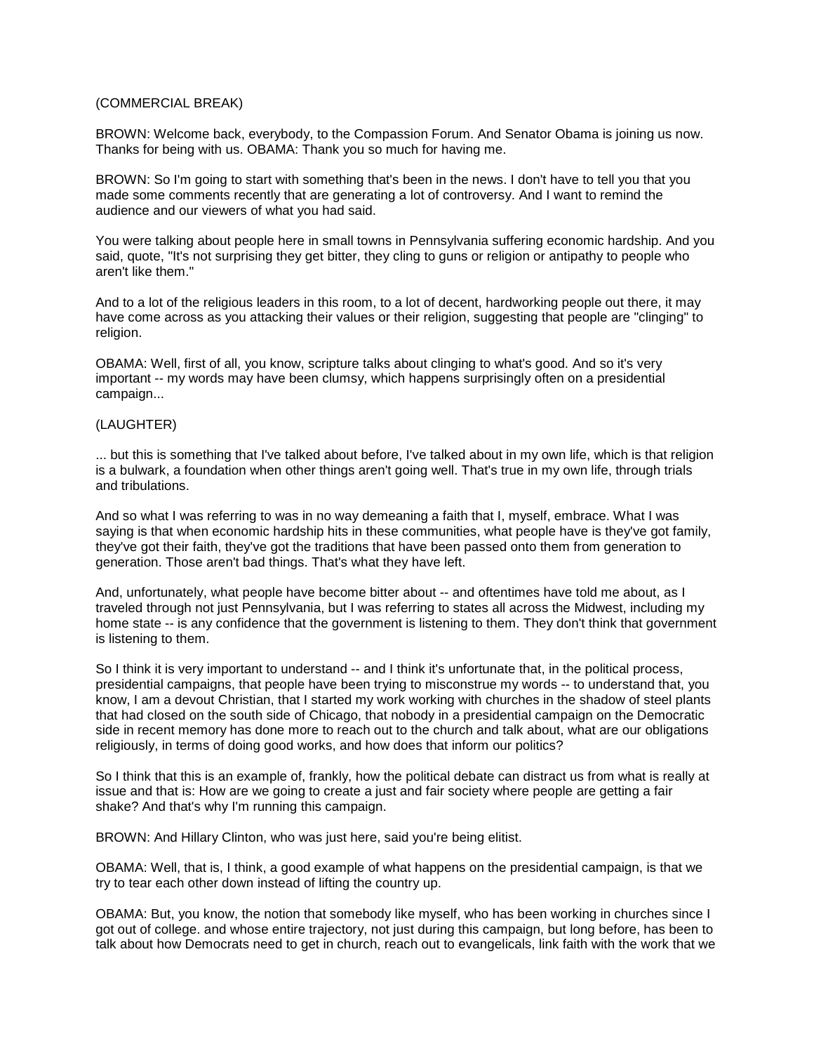(COMMERCIAL BREAK)

BROWN: Welcome back, everybody, to the Compassion Forum. And Senator Obama is joining us now. Thanks for being with us. OBAMA: Thank you so much for having me.

BROWN: So I'm going to start with something that's been in the news. I don't have to tell you that you made some comments recently that are generating a lot of controversy. And I want to remind the audience and our viewers of what you had said.

You were talking about people here in small towns in Pennsylvania suffering economic hardship. And you said, quote, "It's not surprising they get bitter, they cling to guns or religion or antipathy to people who aren't like them."

And to a lot of the religious leaders in this room, to a lot of decent, hardworking people out there, it may have come across as you attacking their values or their religion, suggesting that people are "clinging" to religion.

OBAMA: Well, first of all, you know, scripture talks about clinging to what's good. And so it's very important -- my words may have been clumsy, which happens surprisingly often on a presidential campaign...

(LAUGHTER)

... but this is something that I've talked about before, I've talked about in my own life, which is that religion is a bulwark, a foundation when other things aren't going well. That's true in my own life, through trials and tribulations.

And so what I was referring to was in no way demeaning a faith that I, myself, embrace. What I was saying is that when economic hardship hits in these communities, what people have is they've got family, they've got their faith, they've got the traditions that have been passed onto them from generation to generation. Those aren't bad things. That's what they have left.

And, unfortunately, what people have become bitter about -- and oftentimes have told me about, as I traveled through not just Pennsylvania, but I was referring to states all across the Midwest, including my home state -- is any confidence that the government is listening to them. They don't think that government is listening to them.

So I think it is very important to understand -- and I think it's unfortunate that, in the political process, presidential campaigns, that people have been trying to misconstrue my words -- to understand that, you know, I am a devout Christian, that I started my work working with churches in the shadow of steel plants that had closed on the south side of Chicago, that nobody in a presidential campaign on the Democratic side in recent memory has done more to reach out to the church and talk about, what are our obligations religiously, in terms of doing good works, and how does that inform our politics?

So I think that this is an example of, frankly, how the political debate can distract us from what is really at issue and that is: How are we going to create a just and fair society where people are getting a fair shake? And that's why I'm running this campaign.

BROWN: And Hillary Clinton, who was just here, said you're being elitist.

OBAMA: Well, that is, I think, a good example of what happens on the presidential campaign, is that we try to tear each other down instead of lifting the country up.

OBAMA: But, you know, the notion that somebody like myself, who has been working in churches since I got out of college. and whose entire trajectory, not just during this campaign, but long before, has been to talk about how Democrats need to get in church, reach out to evangelicals, link faith with the work that we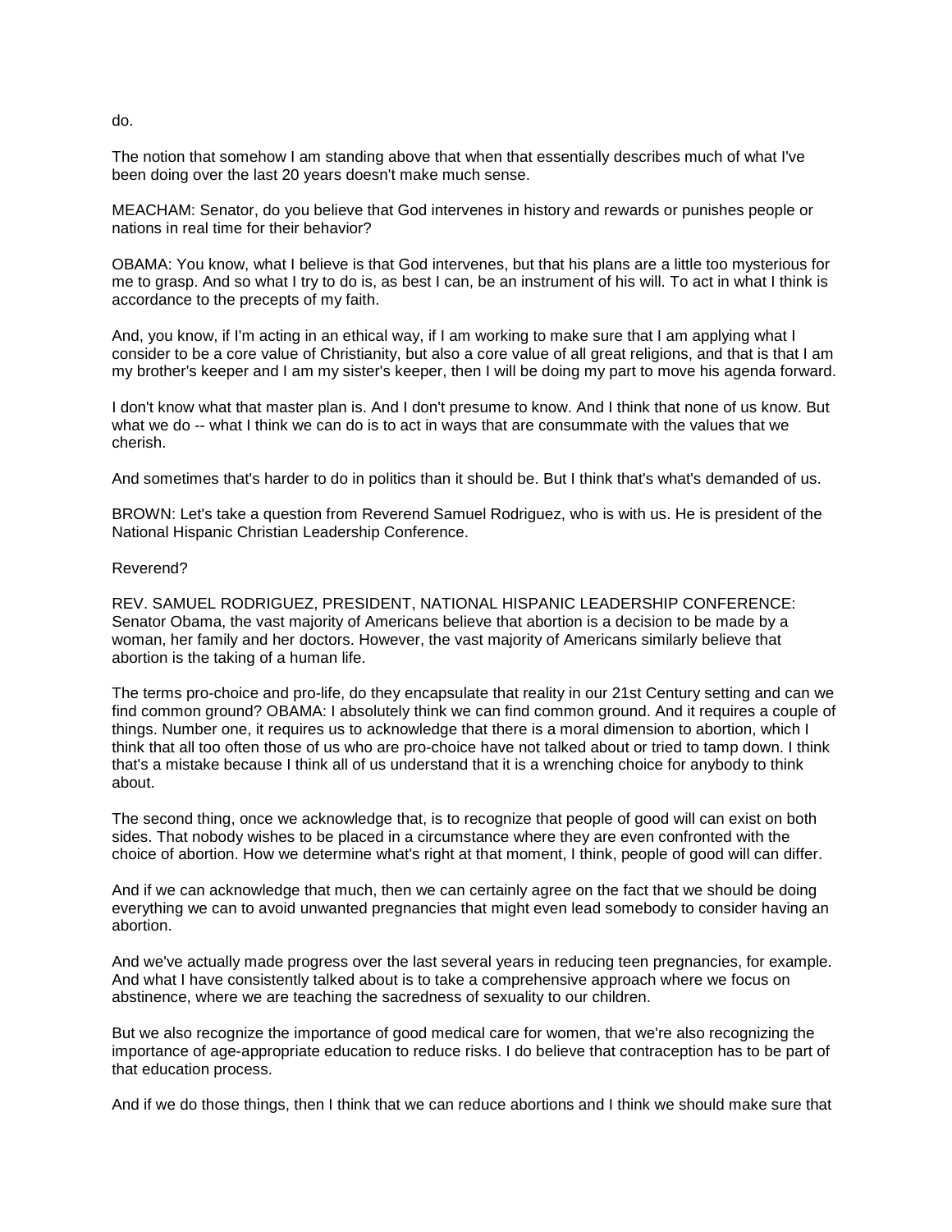do.

The notion that somehow I am standing above that when that essentially describes much of what I've been doing over the last 20 years doesn't make much sense.

MEACHAM: Senator, do you believe that God intervenes in history and rewards or punishes people or nations in real time for their behavior?

OBAMA: You know, what I believe is that God intervenes, but that his plans are a little too mysterious for me to grasp. And so what I try to do is, as best I can, be an instrument of his will. To act in what I think is accordance to the precepts of my faith.

And, you know, if I'm acting in an ethical way, if I am working to make sure that I am applying what I consider to be a core value of Christianity, but also a core value of all great religions, and that is that I am my brother's keeper and I am my sister's keeper, then I will be doing my part to move his agenda forward.

I don't know what that master plan is. And I don't presume to know. And I think that none of us know. But what we do -- what I think we can do is to act in ways that are consummate with the values that we cherish.

And sometimes that's harder to do in politics than it should be. But I think that's what's demanded of us.

BROWN: Let's take a question from Reverend Samuel Rodriguez, who is with us. He is president of the National Hispanic Christian Leadership Conference.

Reverend?

REV. SAMUEL RODRIGUEZ, PRESIDENT, NATIONAL HISPANIC LEADERSHIP CONFERENCE: Senator Obama, the vast majority of Americans believe that abortion is a decision to be made by a woman, her family and her doctors. However, the vast majority of Americans similarly believe that abortion is the taking of a human life.

The terms pro-choice and pro-life, do they encapsulate that reality in our 21st Century setting and can we find common ground? OBAMA: I absolutely think we can find common ground. And it requires a couple of things. Number one, it requires us to acknowledge that there is a moral dimension to abortion, which I think that all too often those of us who are pro-choice have not talked about or tried to tamp down. I think that's a mistake because I think all of us understand that it is a wrenching choice for anybody to think about.

The second thing, once we acknowledge that, is to recognize that people of good will can exist on both sides. That nobody wishes to be placed in a circumstance where they are even confronted with the choice of abortion. How we determine what's right at that moment, I think, people of good will can differ.

And if we can acknowledge that much, then we can certainly agree on the fact that we should be doing everything we can to avoid unwanted pregnancies that might even lead somebody to consider having an abortion.

And we've actually made progress over the last several years in reducing teen pregnancies, for example. And what I have consistently talked about is to take a comprehensive approach where we focus on abstinence, where we are teaching the sacredness of sexuality to our children.

But we also recognize the importance of good medical care for women, that we're also recognizing the importance of age-appropriate education to reduce risks. I do believe that contraception has to be part of that education process.

And if we do those things, then I think that we can reduce abortions and I think we should make sure that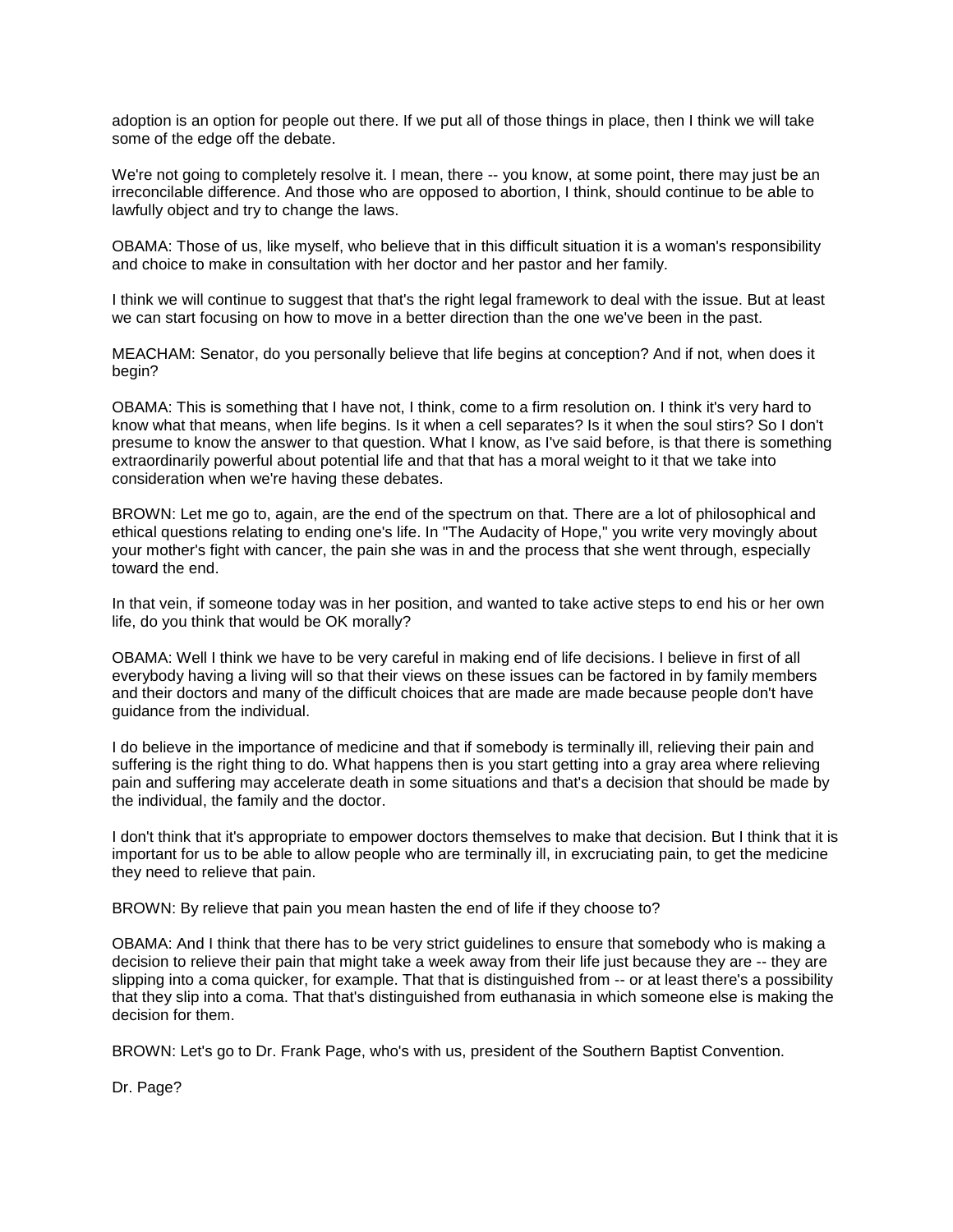adoption is an option for people out there. If we put all of those things in place, then I think we will take some of the edge off the debate.

We're not going to completely resolve it. I mean, there -- you know, at some point, there may just be an irreconcilable difference. And those who are opposed to abortion, I think, should continue to be able to lawfully object and try to change the laws.

OBAMA: Those of us, like myself, who believe that in this difficult situation it is a woman's responsibility and choice to make in consultation with her doctor and her pastor and her family.

I think we will continue to suggest that that's the right legal framework to deal with the issue. But at least we can start focusing on how to move in a better direction than the one we've been in the past.

MEACHAM: Senator, do you personally believe that life begins at conception? And if not, when does it begin?

OBAMA: This is something that I have not, I think, come to a firm resolution on. I think it's very hard to know what that means, when life begins. Is it when a cell separates? Is it when the soul stirs? So I don't presume to know the answer to that question. What I know, as I've said before, is that there is something extraordinarily powerful about potential life and that that has a moral weight to it that we take into consideration when we're having these debates.

BROWN: Let me go to, again, are the end of the spectrum on that. There are a lot of philosophical and ethical questions relating to ending one's life. In "The Audacity of Hope," you write very movingly about your mother's fight with cancer, the pain she was in and the process that she went through, especially toward the end.

In that vein, if someone today was in her position, and wanted to take active steps to end his or her own life, do you think that would be OK morally?

OBAMA: Well I think we have to be very careful in making end of life decisions. I believe in first of all everybody having a living will so that their views on these issues can be factored in by family members and their doctors and many of the difficult choices that are made are made because people don't have guidance from the individual.

I do believe in the importance of medicine and that if somebody is terminally ill, relieving their pain and suffering is the right thing to do. What happens then is you start getting into a gray area where relieving pain and suffering may accelerate death in some situations and that's a decision that should be made by the individual, the family and the doctor.

I don't think that it's appropriate to empower doctors themselves to make that decision. But I think that it is important for us to be able to allow people who are terminally ill, in excruciating pain, to get the medicine they need to relieve that pain.

BROWN: By relieve that pain you mean hasten the end of life if they choose to?

OBAMA: And I think that there has to be very strict guidelines to ensure that somebody who is making a decision to relieve their pain that might take a week away from their life just because they are -- they are slipping into a coma quicker, for example. That that is distinguished from -- or at least there's a possibility that they slip into a coma. That that's distinguished from euthanasia in which someone else is making the decision for them.

BROWN: Let's go to Dr. Frank Page, who's with us, president of the Southern Baptist Convention.

Dr. Page?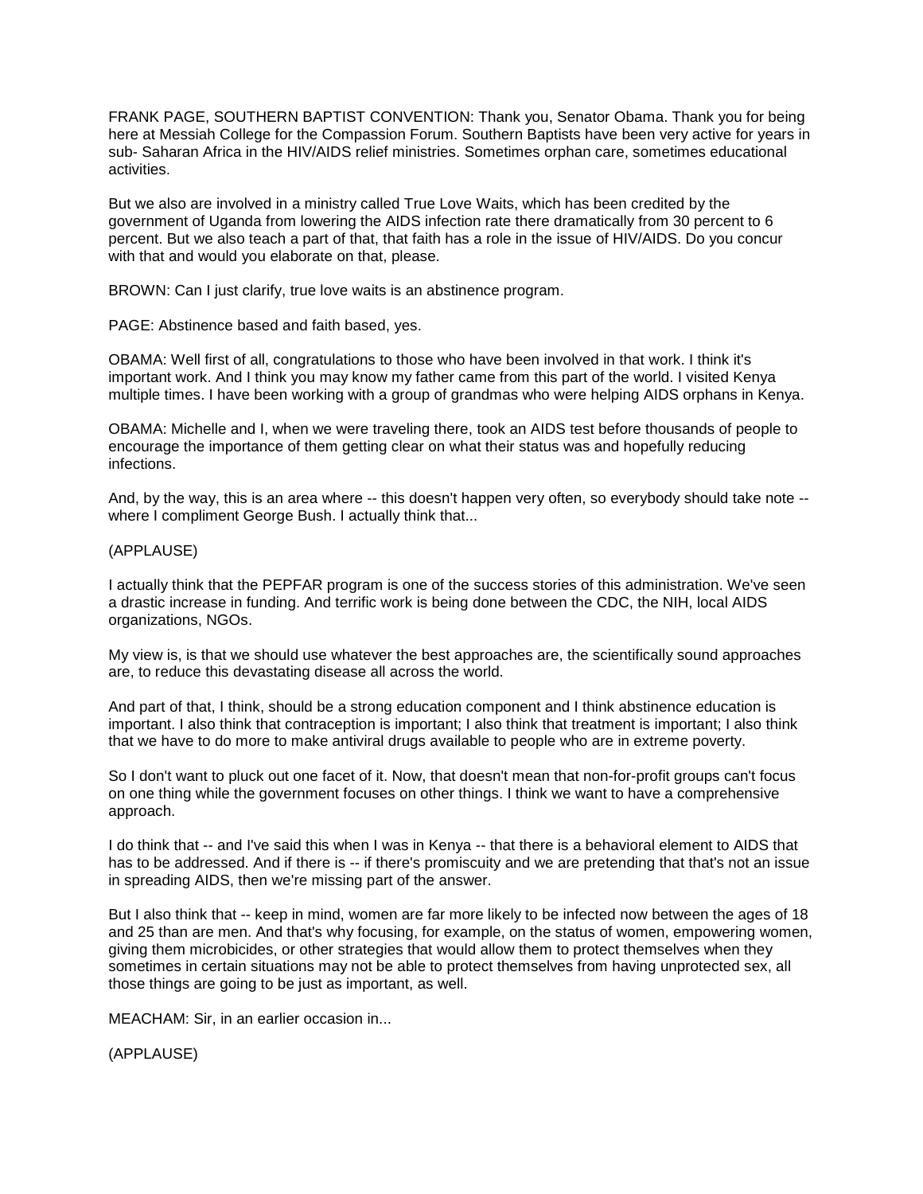FRANK PAGE, SOUTHERN BAPTIST CONVENTION: Thank you, Senator Obama. Thank you for being here at Messiah College for the Compassion Forum. Southern Baptists have been very active for years in sub- Saharan Africa in the HIV/AIDS relief ministries. Sometimes orphan care, sometimes educational activities.

But we also are involved in a ministry called True Love Waits, which has been credited by the government of Uganda from lowering the AIDS infection rate there dramatically from 30 percent to 6 percent. But we also teach a part of that, that faith has a role in the issue of HIV/AIDS. Do you concur with that and would you elaborate on that, please.

BROWN: Can I just clarify, true love waits is an abstinence program.

PAGE: Abstinence based and faith based, yes.

OBAMA: Well first of all, congratulations to those who have been involved in that work. I think it's important work. And I think you may know my father came from this part of the world. I visited Kenya multiple times. I have been working with a group of grandmas who were helping AIDS orphans in Kenya.

OBAMA: Michelle and I, when we were traveling there, took an AIDS test before thousands of people to encourage the importance of them getting clear on what their status was and hopefully reducing infections.

And, by the way, this is an area where -- this doesn't happen very often, so everybody should take note -- where I compliment George Bush. I actually think that...

(APPLAUSE)

I actually think that the PEPFAR program is one of the success stories of this administration. We've seen a drastic increase in funding. And terrific work is being done between the CDC, the NIH, local AIDS organizations, NGOs.

My view is, is that we should use whatever the best approaches are, the scientifically sound approaches are, to reduce this devastating disease all across the world.

And part of that, I think, should be a strong education component and I think abstinence education is important. I also think that contraception is important; I also think that treatment is important; I also think that we have to do more to make antiviral drugs available to people who are in extreme poverty.

So I don't want to pluck out one facet of it. Now, that doesn't mean that non-for-profit groups can't focus on one thing while the government focuses on other things. I think we want to have a comprehensive approach.

I do think that -- and I've said this when I was in Kenya -- that there is a behavioral element to AIDS that has to be addressed. And if there is -- if there's promiscuity and we are pretending that that's not an issue in spreading AIDS, then we're missing part of the answer.

But I also think that -- keep in mind, women are far more likely to be infected now between the ages of 18 and 25 than are men. And that's why focusing, for example, on the status of women, empowering women, giving them microbicides, or other strategies that would allow them to protect themselves when they sometimes in certain situations may not be able to protect themselves from having unprotected sex, all those things are going to be just as important, as well.

MEACHAM: Sir, in an earlier occasion in...

(APPLAUSE)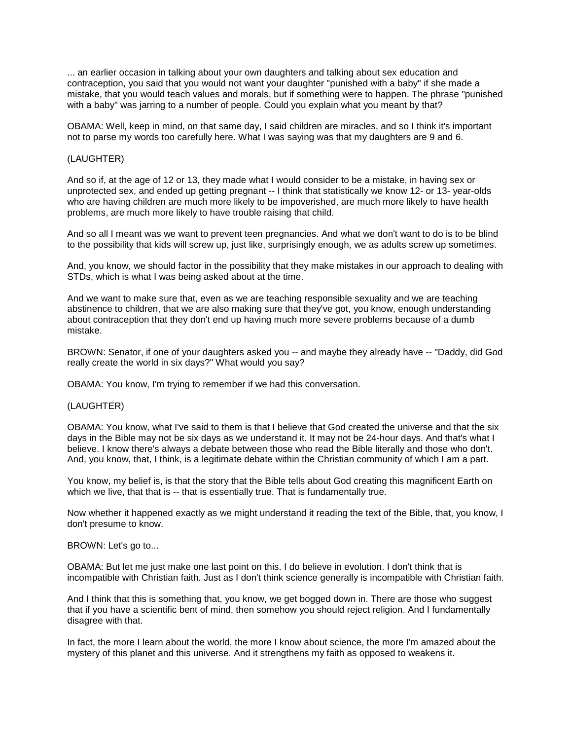... an earlier occasion in talking about your own daughters and talking about sex education and contraception, you said that you would not want your daughter "punished with a baby" if she made a mistake, that you would teach values and morals, but if something were to happen. The phrase "punished with a baby" was jarring to a number of people. Could you explain what you meant by that?

OBAMA: Well, keep in mind, on that same day, I said children are miracles, and so I think it's important not to parse my words too carefully here. What I was saying was that my daughters are 9 and 6.

(LAUGHTER)

And so if, at the age of 12 or 13, they made what I would consider to be a mistake, in having sex or unprotected sex, and ended up getting pregnant -- I think that statistically we know 12- or 13- year-olds who are having children are much more likely to be impoverished, are much more likely to have health problems, are much more likely to have trouble raising that child.

And so all I meant was we want to prevent teen pregnancies. And what we don't want to do is to be blind to the possibility that kids will screw up, just like, surprisingly enough, we as adults screw up sometimes.

And, you know, we should factor in the possibility that they make mistakes in our approach to dealing with STDs, which is what I was being asked about at the time.

And we want to make sure that, even as we are teaching responsible sexuality and we are teaching abstinence to children, that we are also making sure that they've got, you know, enough understanding about contraception that they don't end up having much more severe problems because of a dumb mistake.

BROWN: Senator, if one of your daughters asked you -- and maybe they already have -- "Daddy, did God really create the world in six days?" What would you say?

OBAMA: You know, I'm trying to remember if we had this conversation.

(LAUGHTER)

OBAMA: You know, what I've said to them is that I believe that God created the universe and that the six days in the Bible may not be six days as we understand it. It may not be 24-hour days. And that's what I believe. I know there's always a debate between those who read the Bible literally and those who don't. And, you know, that, I think, is a legitimate debate within the Christian community of which I am a part.

You know, my belief is, is that the story that the Bible tells about God creating this magnificent Earth on which we live, that that is -- that is essentially true. That is fundamentally true.

Now whether it happened exactly as we might understand it reading the text of the Bible, that, you know, I don't presume to know.

BROWN: Let's go to...

OBAMA: But let me just make one last point on this. I do believe in evolution. I don't think that is incompatible with Christian faith. Just as I don't think science generally is incompatible with Christian faith.

And I think that this is something that, you know, we get bogged down in. There are those who suggest that if you have a scientific bent of mind, then somehow you should reject religion. And I fundamentally disagree with that.

In fact, the more I learn about the world, the more I know about science, the more I'm amazed about the mystery of this planet and this universe. And it strengthens my faith as opposed to weakens it.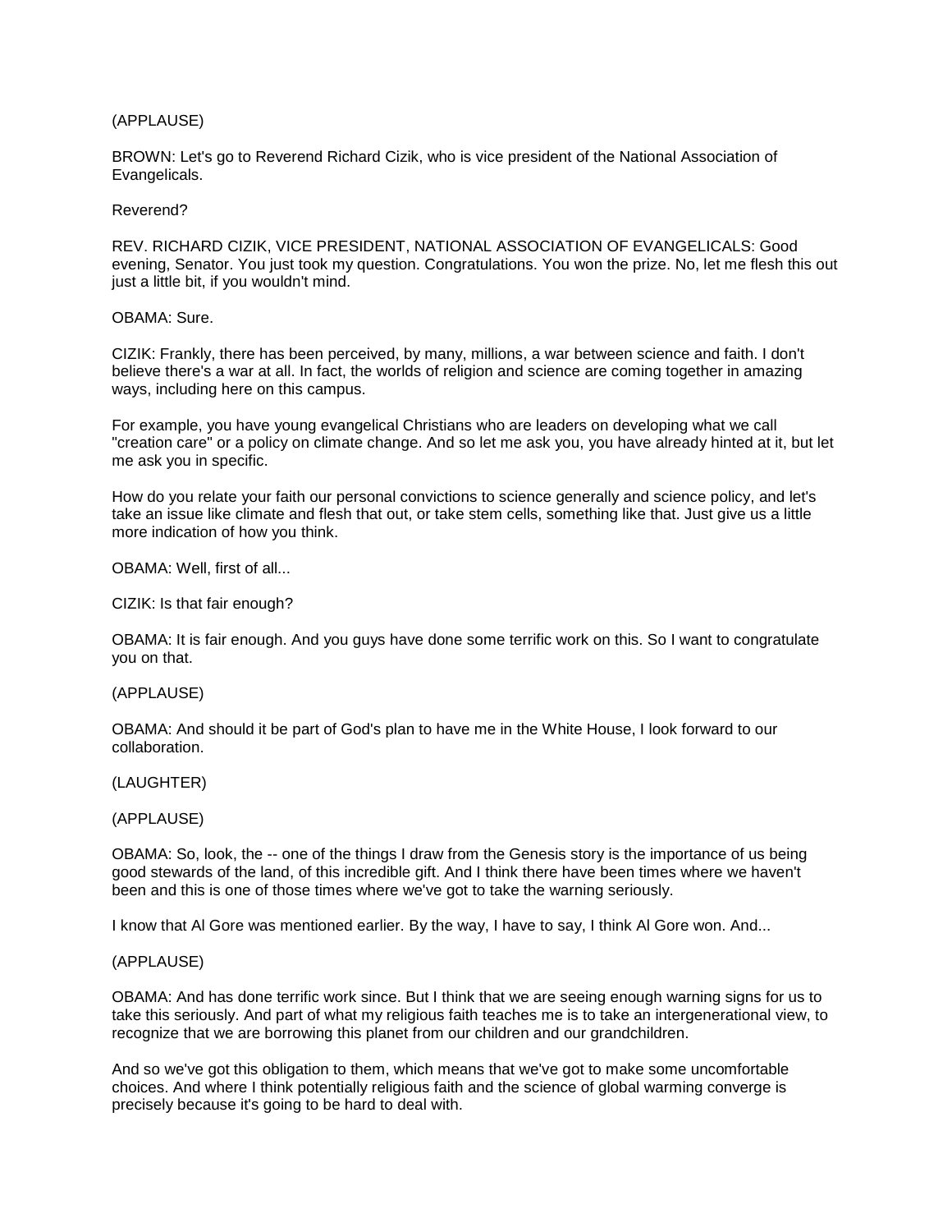(APPLAUSE)

BROWN: Let's go to Reverend Richard Cizik, who is vice president of the National Association of Evangelicals.

Reverend?

REV. RICHARD CIZIK, VICE PRESIDENT, NATIONAL ASSOCIATION OF EVANGELICALS: Good evening, Senator. You just took my question. Congratulations. You won the prize. No, let me flesh this out just a little bit, if you wouldn't mind.

OBAMA: Sure.

CIZIK: Frankly, there has been perceived, by many, millions, a war between science and faith. I don't believe there's a war at all. In fact, the worlds of religion and science are coming together in amazing ways, including here on this campus.

For example, you have young evangelical Christians who are leaders on developing what we call "creation care" or a policy on climate change. And so let me ask you, you have already hinted at it, but let me ask you in specific.

How do you relate your faith our personal convictions to science generally and science policy, and let's take an issue like climate and flesh that out, or take stem cells, something like that. Just give us a little more indication of how you think.

OBAMA: Well, first of all...

CIZIK: Is that fair enough?

OBAMA: It is fair enough. And you guys have done some terrific work on this. So I want to congratulate you on that.

(APPLAUSE)

OBAMA: And should it be part of God's plan to have me in the White House, I look forward to our collaboration.

(LAUGHTER)

(APPLAUSE)

OBAMA: So, look, the -- one of the things I draw from the Genesis story is the importance of us being good stewards of the land, of this incredible gift. And I think there have been times where we haven't been and this is one of those times where we've got to take the warning seriously.

I know that Al Gore was mentioned earlier. By the way, I have to say, I think Al Gore won. And...

(APPLAUSE)

OBAMA: And has done terrific work since. But I think that we are seeing enough warning signs for us to take this seriously. And part of what my religious faith teaches me is to take an intergenerational view, to recognize that we are borrowing this planet from our children and our grandchildren.

And so we've got this obligation to them, which means that we've got to make some uncomfortable choices. And where I think potentially religious faith and the science of global warming converge is precisely because it's going to be hard to deal with.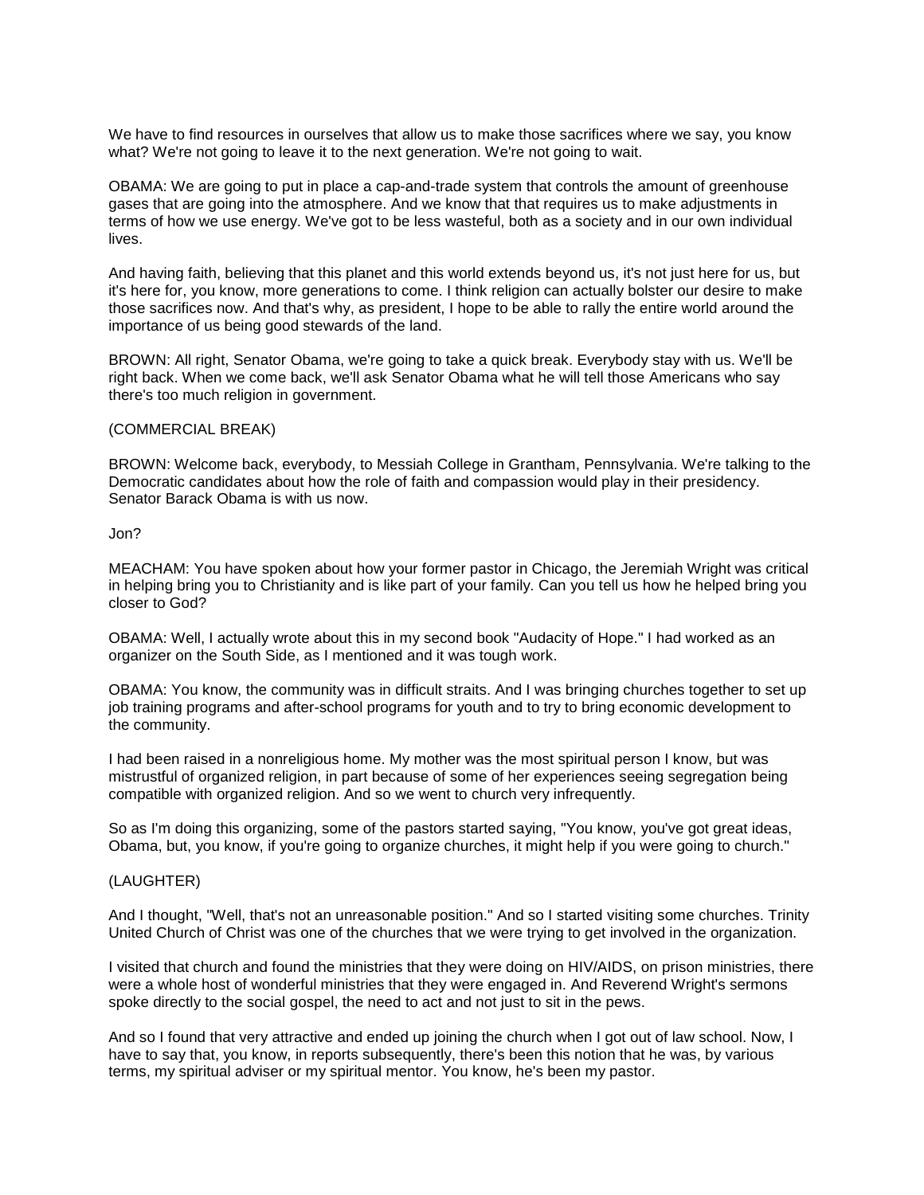We have to find resources in ourselves that allow us to make those sacrifices where we say, you know what? We're not going to leave it to the next generation. We're not going to wait.

OBAMA: We are going to put in place a cap-and-trade system that controls the amount of greenhouse gases that are going into the atmosphere. And we know that that requires us to make adjustments in terms of how we use energy. We've got to be less wasteful, both as a society and in our own individual lives.

And having faith, believing that this planet and this world extends beyond us, it's not just here for us, but it's here for, you know, more generations to come. I think religion can actually bolster our desire to make those sacrifices now. And that's why, as president, I hope to be able to rally the entire world around the importance of us being good stewards of the land.

BROWN: All right, Senator Obama, we're going to take a quick break. Everybody stay with us. We'll be right back. When we come back, we'll ask Senator Obama what he will tell those Americans who say there's too much religion in government.

(COMMERCIAL BREAK)

BROWN: Welcome back, everybody, to Messiah College in Grantham, Pennsylvania. We're talking to the Democratic candidates about how the role of faith and compassion would play in their presidency. Senator Barack Obama is with us now.

Jon?

MEACHAM: You have spoken about how your former pastor in Chicago, the Jeremiah Wright was critical in helping bring you to Christianity and is like part of your family. Can you tell us how he helped bring you closer to God?

OBAMA: Well, I actually wrote about this in my second book "Audacity of Hope." I had worked as an organizer on the South Side, as I mentioned and it was tough work.

OBAMA: You know, the community was in difficult straits. And I was bringing churches together to set up job training programs and after-school programs for youth and to try to bring economic development to the community.

I had been raised in a nonreligious home. My mother was the most spiritual person I know, but was mistrustful of organized religion, in part because of some of her experiences seeing segregation being compatible with organized religion. And so we went to church very infrequently.

So as I'm doing this organizing, some of the pastors started saying, "You know, you've got great ideas, Obama, but, you know, if you're going to organize churches, it might help if you were going to church."

(LAUGHTER)

And I thought, "Well, that's not an unreasonable position." And so I started visiting some churches. Trinity United Church of Christ was one of the churches that we were trying to get involved in the organization.

I visited that church and found the ministries that they were doing on HIV/AIDS, on prison ministries, there were a whole host of wonderful ministries that they were engaged in. And Reverend Wright's sermons spoke directly to the social gospel, the need to act and not just to sit in the pews.

And so I found that very attractive and ended up joining the church when I got out of law school. Now, I have to say that, you know, in reports subsequently, there's been this notion that he was, by various terms, my spiritual adviser or my spiritual mentor. You know, he's been my pastor.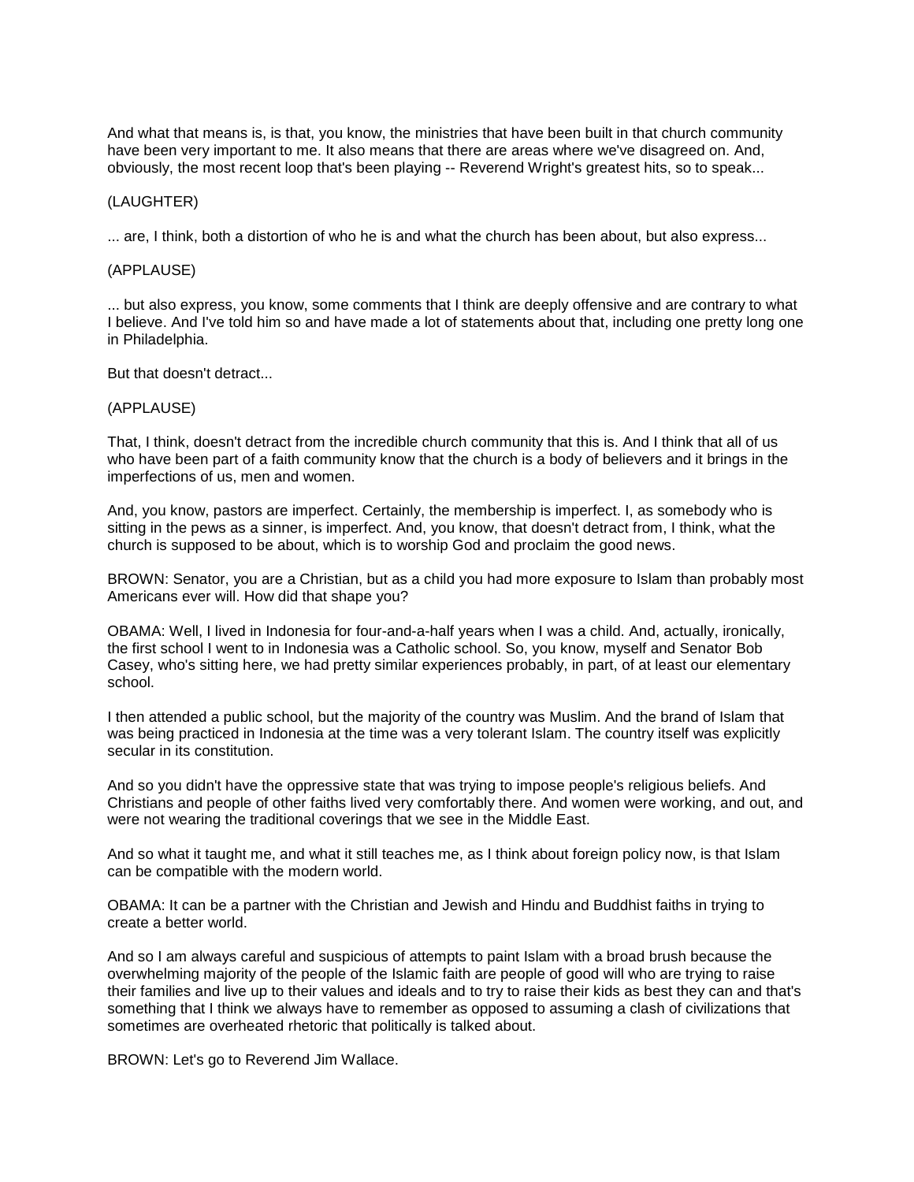And what that means is, is that, you know, the ministries that have been built in that church community have been very important to me. It also means that there are areas where we've disagreed on. And, obviously, the most recent loop that's been playing -- Reverend Wright's greatest hits, so to speak...

(LAUGHTER)

... are, I think, both a distortion of who he is and what the church has been about, but also express...

(APPLAUSE)

... but also express, you know, some comments that I think are deeply offensive and are contrary to what I believe. And I've told him so and have made a lot of statements about that, including one pretty long one in Philadelphia.

But that doesn't detract...

(APPLAUSE)

That, I think, doesn't detract from the incredible church community that this is. And I think that all of us who have been part of a faith community know that the church is a body of believers and it brings in the imperfections of us, men and women.

And, you know, pastors are imperfect. Certainly, the membership is imperfect. I, as somebody who is sitting in the pews as a sinner, is imperfect. And, you know, that doesn't detract from, I think, what the church is supposed to be about, which is to worship God and proclaim the good news.

BROWN: Senator, you are a Christian, but as a child you had more exposure to Islam than probably most Americans ever will. How did that shape you?

OBAMA: Well, I lived in Indonesia for four-and-a-half years when I was a child. And, actually, ironically, the first school I went to in Indonesia was a Catholic school. So, you know, myself and Senator Bob Casey, who's sitting here, we had pretty similar experiences probably, in part, of at least our elementary school.

I then attended a public school, but the majority of the country was Muslim. And the brand of Islam that was being practiced in Indonesia at the time was a very tolerant Islam. The country itself was explicitly secular in its constitution.

And so you didn't have the oppressive state that was trying to impose people's religious beliefs. And Christians and people of other faiths lived very comfortably there. And women were working, and out, and were not wearing the traditional coverings that we see in the Middle East.

And so what it taught me, and what it still teaches me, as I think about foreign policy now, is that Islam can be compatible with the modern world.

OBAMA: It can be a partner with the Christian and Jewish and Hindu and Buddhist faiths in trying to create a better world.

And so I am always careful and suspicious of attempts to paint Islam with a broad brush because the overwhelming majority of the people of the Islamic faith are people of good will who are trying to raise their families and live up to their values and ideals and to try to raise their kids as best they can and that's something that I think we always have to remember as opposed to assuming a clash of civilizations that sometimes are overheated rhetoric that politically is talked about.

BROWN: Let's go to Reverend Jim Wallace.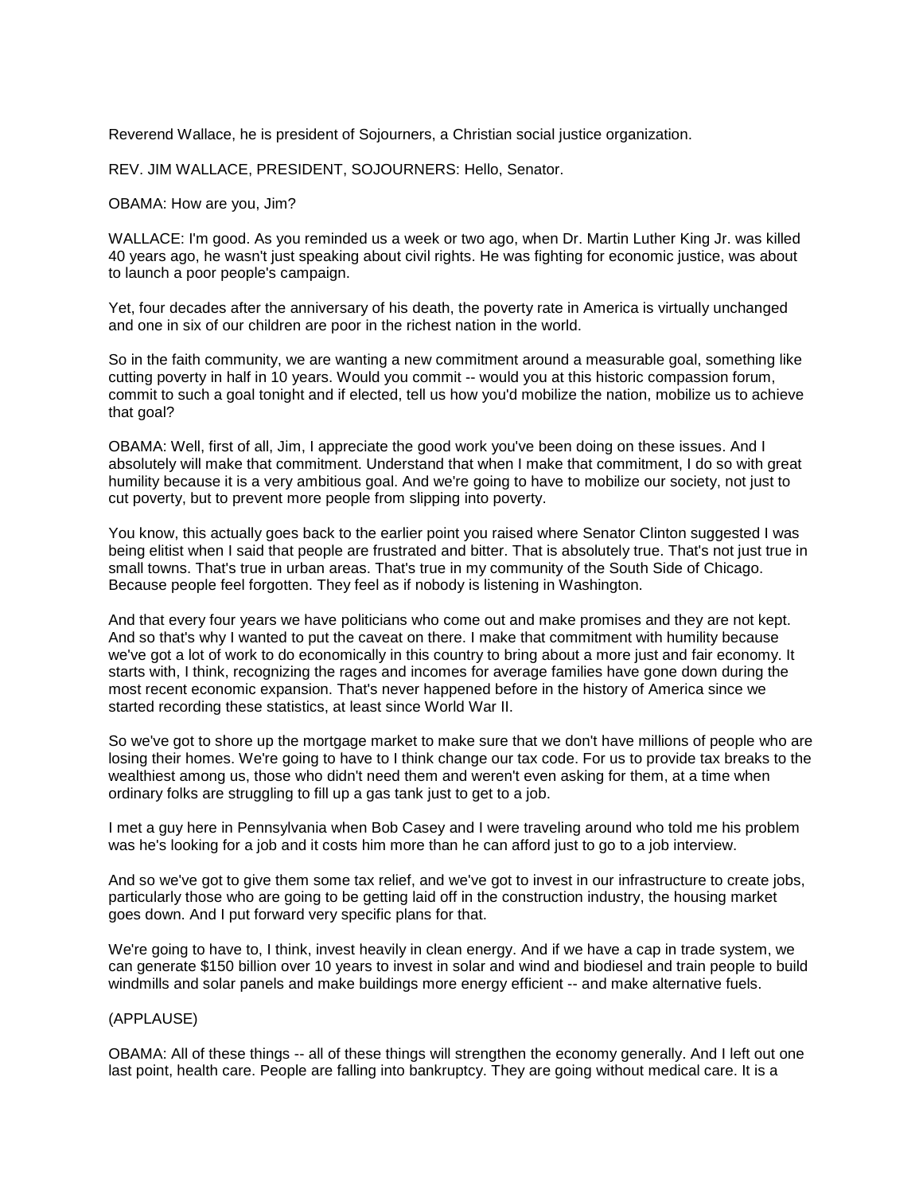Reverend Wallace, he is president of Sojourners, a Christian social justice organization.

REV. JIM WALLACE, PRESIDENT, SOJOURNERS: Hello, Senator.

OBAMA: How are you, Jim?

WALLACE: I'm good. As you reminded us a week or two ago, when Dr. Martin Luther King Jr. was killed 40 years ago, he wasn't just speaking about civil rights. He was fighting for economic justice, was about to launch a poor people's campaign.

Yet, four decades after the anniversary of his death, the poverty rate in America is virtually unchanged and one in six of our children are poor in the richest nation in the world.

So in the faith community, we are wanting a new commitment around a measurable goal, something like cutting poverty in half in 10 years. Would you commit -- would you at this historic compassion forum, commit to such a goal tonight and if elected, tell us how you'd mobilize the nation, mobilize us to achieve that goal?

OBAMA: Well, first of all, Jim, I appreciate the good work you've been doing on these issues. And I absolutely will make that commitment. Understand that when I make that commitment, I do so with great humility because it is a very ambitious goal. And we're going to have to mobilize our society, not just to cut poverty, but to prevent more people from slipping into poverty.

You know, this actually goes back to the earlier point you raised where Senator Clinton suggested I was being elitist when I said that people are frustrated and bitter. That is absolutely true. That's not just true in small towns. That's true in urban areas. That's true in my community of the South Side of Chicago. Because people feel forgotten. They feel as if nobody is listening in Washington.

And that every four years we have politicians who come out and make promises and they are not kept. And so that's why I wanted to put the caveat on there. I make that commitment with humility because we've got a lot of work to do economically in this country to bring about a more just and fair economy. It starts with, I think, recognizing the rages and incomes for average families have gone down during the most recent economic expansion. That's never happened before in the history of America since we started recording these statistics, at least since World War II.

So we've got to shore up the mortgage market to make sure that we don't have millions of people who are losing their homes. We're going to have to I think change our tax code. For us to provide tax breaks to the wealthiest among us, those who didn't need them and weren't even asking for them, at a time when ordinary folks are struggling to fill up a gas tank just to get to a job.

I met a guy here in Pennsylvania when Bob Casey and I were traveling around who told me his problem was he's looking for a job and it costs him more than he can afford just to go to a job interview.

And so we've got to give them some tax relief, and we've got to invest in our infrastructure to create jobs, particularly those who are going to be getting laid off in the construction industry, the housing market goes down. And I put forward very specific plans for that.

We're going to have to, I think, invest heavily in clean energy. And if we have a cap in trade system, we can generate $150 billion over 10 years to invest in solar and wind and biodiesel and train people to build windmills and solar panels and make buildings more energy efficient -- and make alternative fuels.

(APPLAUSE)

OBAMA: All of these things -- all of these things will strengthen the economy generally. And I left out one last point, health care. People are falling into bankruptcy. They are going without medical care. It is a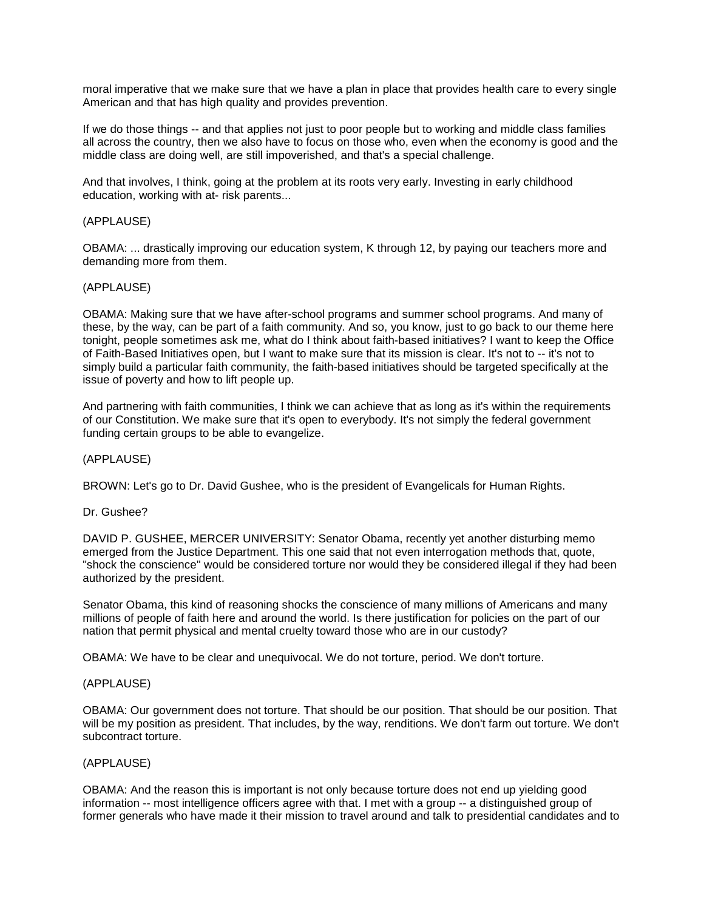moral imperative that we make sure that we have a plan in place that provides health care to every single American and that has high quality and provides prevention.

If we do those things -- and that applies not just to poor people but to working and middle class families all across the country, then we also have to focus on those who, even when the economy is good and the middle class are doing well, are still impoverished, and that's a special challenge.

And that involves, I think, going at the problem at its roots very early. Investing in early childhood education, working with at- risk parents...

(APPLAUSE)

OBAMA: ... drastically improving our education system, K through 12, by paying our teachers more and demanding more from them.

(APPLAUSE)

OBAMA: Making sure that we have after-school programs and summer school programs. And many of these, by the way, can be part of a faith community. And so, you know, just to go back to our theme here tonight, people sometimes ask me, what do I think about faith-based initiatives? I want to keep the Office of Faith-Based Initiatives open, but I want to make sure that its mission is clear. It's not to -- it's not to simply build a particular faith community, the faith-based initiatives should be targeted specifically at the issue of poverty and how to lift people up.

And partnering with faith communities, I think we can achieve that as long as it's within the requirements of our Constitution. We make sure that it's open to everybody. It's not simply the federal government funding certain groups to be able to evangelize.

(APPLAUSE)

BROWN: Let's go to Dr. David Gushee, who is the president of Evangelicals for Human Rights.

Dr. Gushee?

DAVID P. GUSHEE, MERCER UNIVERSITY: Senator Obama, recently yet another disturbing memo emerged from the Justice Department. This one said that not even interrogation methods that, quote, "shock the conscience" would be considered torture nor would they be considered illegal if they had been authorized by the president.

Senator Obama, this kind of reasoning shocks the conscience of many millions of Americans and many millions of people of faith here and around the world. Is there justification for policies on the part of our nation that permit physical and mental cruelty toward those who are in our custody?

OBAMA: We have to be clear and unequivocal. We do not torture, period. We don't torture.

(APPLAUSE)

OBAMA: Our government does not torture. That should be our position. That should be our position. That will be my position as president. That includes, by the way, renditions. We don't farm out torture. We don't subcontract torture.

(APPLAUSE)

OBAMA: And the reason this is important is not only because torture does not end up yielding good information -- most intelligence officers agree with that. I met with a group -- a distinguished group of former generals who have made it their mission to travel around and talk to presidential candidates and to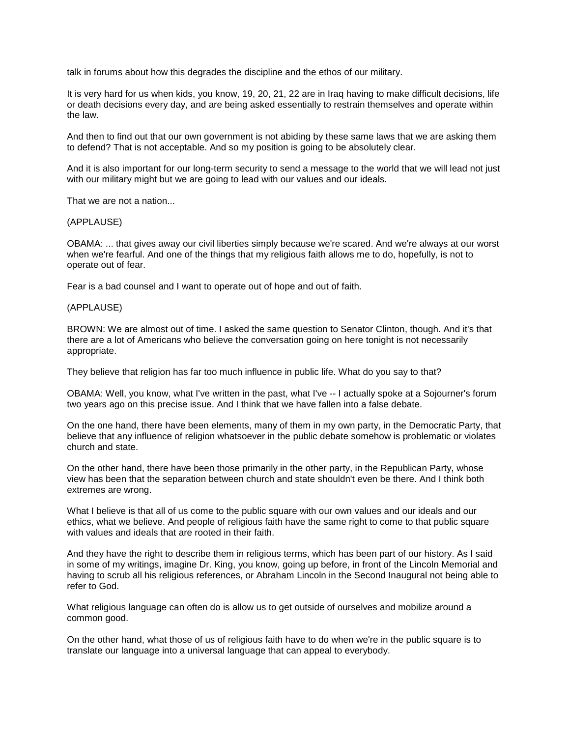talk in forums about how this degrades the discipline and the ethos of our military.

It is very hard for us when kids, you know, 19, 20, 21, 22 are in Iraq having to make difficult decisions, life or death decisions every day, and are being asked essentially to restrain themselves and operate within the law.

And then to find out that our own government is not abiding by these same laws that we are asking them to defend? That is not acceptable. And so my position is going to be absolutely clear.

And it is also important for our long-term security to send a message to the world that we will lead not just with our military might but we are going to lead with our values and our ideals.

That we are not a nation...

(APPLAUSE)

OBAMA: ... that gives away our civil liberties simply because we're scared. And we're always at our worst when we're fearful. And one of the things that my religious faith allows me to do, hopefully, is not to operate out of fear.

Fear is a bad counsel and I want to operate out of hope and out of faith.

(APPLAUSE)

BROWN: We are almost out of time. I asked the same question to Senator Clinton, though. And it's that there are a lot of Americans who believe the conversation going on here tonight is not necessarily appropriate.

They believe that religion has far too much influence in public life. What do you say to that?

OBAMA: Well, you know, what I've written in the past, what I've -- I actually spoke at a Sojourner's forum two years ago on this precise issue. And I think that we have fallen into a false debate.

On the one hand, there have been elements, many of them in my own party, in the Democratic Party, that believe that any influence of religion whatsoever in the public debate somehow is problematic or violates church and state.

On the other hand, there have been those primarily in the other party, in the Republican Party, whose view has been that the separation between church and state shouldn't even be there. And I think both extremes are wrong.

What I believe is that all of us come to the public square with our own values and our ideals and our ethics, what we believe. And people of religious faith have the same right to come to that public square with values and ideals that are rooted in their faith.

And they have the right to describe them in religious terms, which has been part of our history. As I said in some of my writings, imagine Dr. King, you know, going up before, in front of the Lincoln Memorial and having to scrub all his religious references, or Abraham Lincoln in the Second Inaugural not being able to refer to God.

What religious language can often do is allow us to get outside of ourselves and mobilize around a common good.

On the other hand, what those of us of religious faith have to do when we're in the public square is to translate our language into a universal language that can appeal to everybody.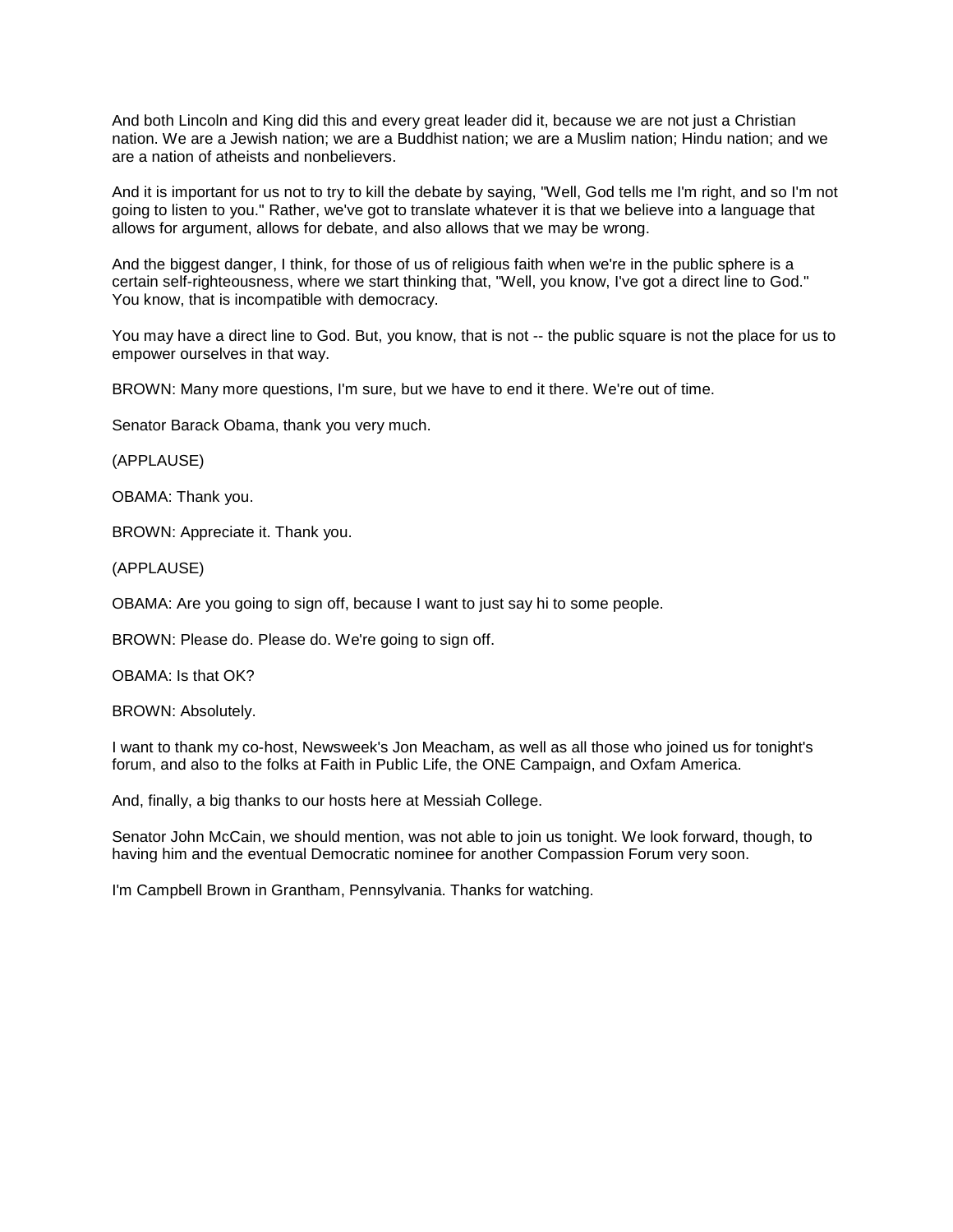And both Lincoln and King did this and every great leader did it, because we are not just a Christian nation. We are a Jewish nation; we are a Buddhist nation; we are a Muslim nation; Hindu nation; and we are a nation of atheists and nonbelievers.

And it is important for us not to try to kill the debate by saying, "Well, God tells me I'm right, and so I'm not going to listen to you." Rather, we've got to translate whatever it is that we believe into a language that allows for argument, allows for debate, and also allows that we may be wrong.

And the biggest danger, I think, for those of us of religious faith when we're in the public sphere is a certain self-righteousness, where we start thinking that, "Well, you know, I've got a direct line to God." You know, that is incompatible with democracy.

You may have a direct line to God. But, you know, that is not -- the public square is not the place for us to empower ourselves in that way.

BROWN: Many more questions, I'm sure, but we have to end it there. We're out of time.

Senator Barack Obama, thank you very much.

(APPLAUSE)

OBAMA: Thank you.

BROWN: Appreciate it. Thank you.

(APPLAUSE)

OBAMA: Are you going to sign off, because I want to just say hi to some people.

BROWN: Please do. Please do. We're going to sign off.

OBAMA: Is that OK?

BROWN: Absolutely.

I want to thank my co-host, Newsweek's Jon Meacham, as well as all those who joined us for tonight's forum, and also to the folks at Faith in Public Life, the ONE Campaign, and Oxfam America.

And, finally, a big thanks to our hosts here at Messiah College.

Senator John McCain, we should mention, was not able to join us tonight. We look forward, though, to having him and the eventual Democratic nominee for another Compassion Forum very soon.

I'm Campbell Brown in Grantham, Pennsylvania. Thanks for watching.